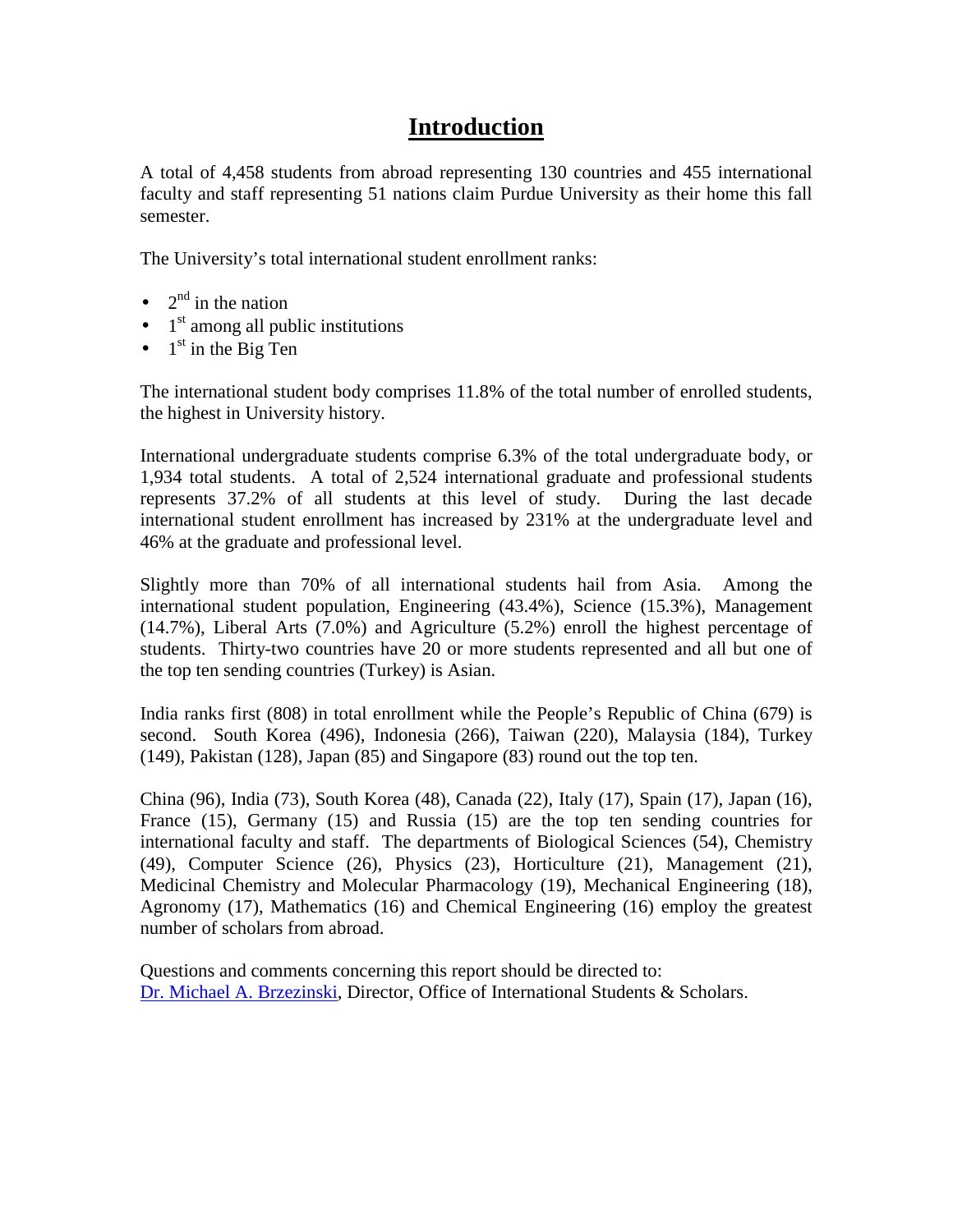# Introduction

A total of 4,458 students from abroad representing 130 countries and 455 international faculty and staff representing 51 nations claim Purdue University as their home this fall semester.

The University's total international student enrollment ranks:

- 2nd in the nation
- 1st among all public institutions
- 1st in the Big Ten

The international student body comprises 11.8% of the total number of enrolled students, the highest in University history.

International undergraduate students comprise 6.3% of the total undergraduate body, or 1,934 total students. A total of 2,524 international graduate and professional students represents 37.2% of all students at this level of study. During the last decade international student enrollment has increased by 231% at the undergraduate level and 46% at the graduate and professional level.

Slightly more than 70% of all international students hail from Asia. Among the international student population, Engineering (43.4%), Science (15.3%), Management (14.7%), Liberal Arts (7.0%) and Agriculture (5.2%) enroll the highest percentage of students. Thirty-two countries have 20 or more students represented and all but one of the top ten sending countries (Turkey) is Asian.

India ranks first (808) in total enrollment while the People's Republic of China (679) is second. South Korea (496), Indonesia (266), Taiwan (220), Malaysia (184), Turkey (149), Pakistan (128), Japan (85) and Singapore (83) round out the top ten.

China (96), India (73), South Korea (48), Canada (22), Italy (17), Spain (17), Japan (16), France (15), Germany (15) and Russia (15) are the top ten sending countries for international faculty and staff. The departments of Biological Sciences (54), Chemistry (49), Computer Science (26), Physics (23), Horticulture (21), Management (21), Medicinal Chemistry and Molecular Pharmacology (19), Mechanical Engineering (18), Agronomy (17), Mathematics (16) and Chemical Engineering (16) employ the greatest number of scholars from abroad.

Questions and comments concerning this report should be directed to:
Dr. Michael A. Brzezinski, Director, Office of International Students & Scholars.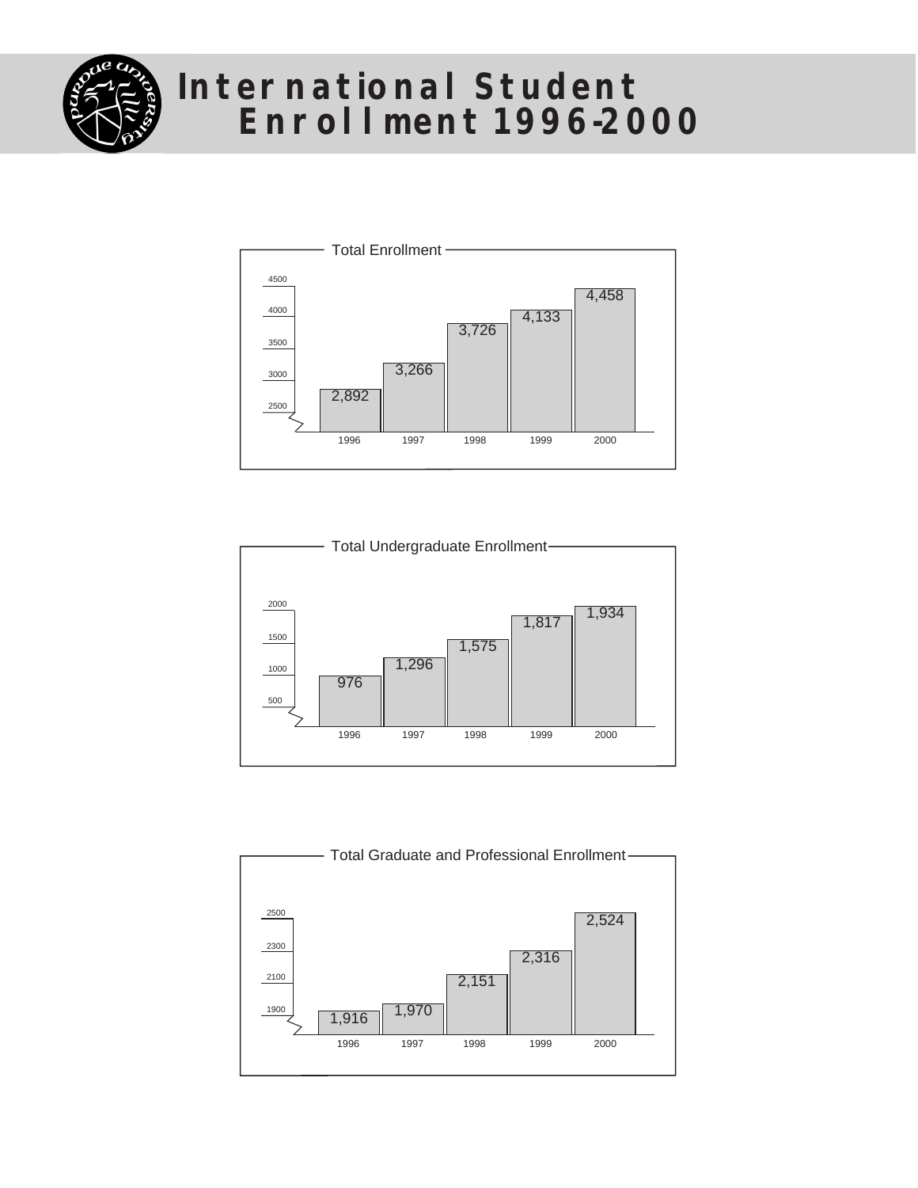# International Student Enrollment 1996-2000

## Total Enrollment

| Year | Enrollment |
|---|---|
| 1996 | 2,892 |
| 1997 | 3,266 |
| 1998 | 3,726 |
| 1999 | 4,133 |
| 2000 | 4,458 |

## Total Undergraduate Enrollment

| Year | Enrollment |
|---|---|
| 1996 | 976 |
| 1997 | 1,296 |
| 1998 | 1,575 |
| 1999 | 1,817 |
| 2000 | 1,934 |

## Total Graduate and Professional Enrollment

| Year | Enrollment |
|---|---|
| 1996 | 1,916 |
| 1997 | 1,970 |
| 1998 | 2,151 |
| 1999 | 2,316 |
| 2000 | 2,524 |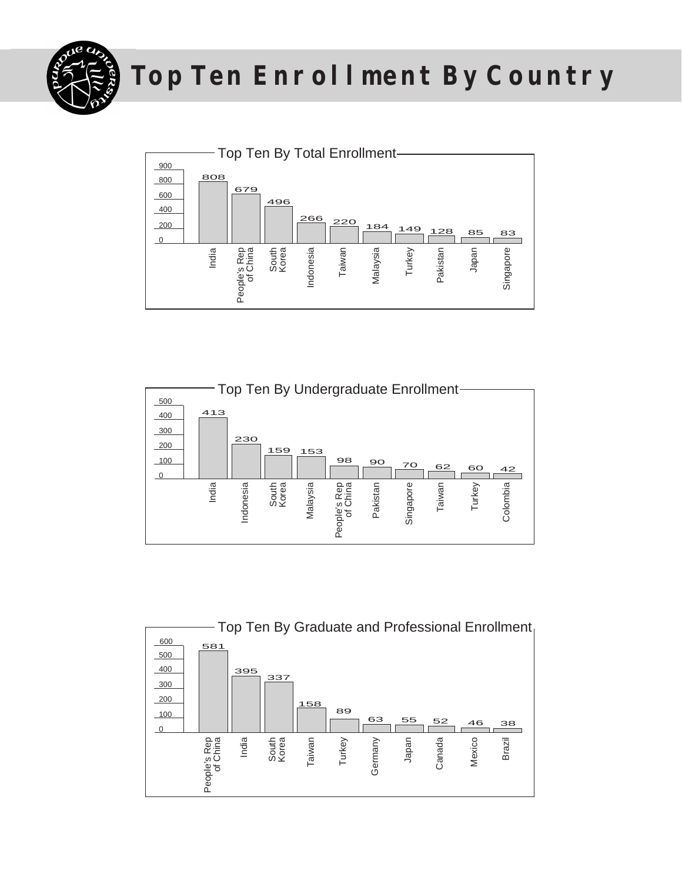# Top Ten Enrollment By Country

## Top Ten By Total Enrollment

| Country | Enrollment |
|---|---|
| India | 808 |
| People's Rep of China | 679 |
| South Korea | 496 |
| Indonesia | 266 |
| Taiwan | 220 |
| Malaysia | 184 |
| Turkey | 149 |
| Pakistan | 128 |
| Japan | 85 |
| Singapore | 83 |

## Top Ten By Undergraduate Enrollment

| Country | Enrollment |
|---|---|
| India | 413 |
| Indonesia | 230 |
| South Korea | 159 |
| Malaysia | 153 |
| People's Rep of China | 98 |
| Pakistan | 90 |
| Singapore | 70 |
| Taiwan | 62 |
| Turkey | 60 |
| Colombia | 42 |

## Top Ten By Graduate and Professional Enrollment

| Country | Enrollment |
|---|---|
| People's Rep of China | 581 |
| India | 395 |
| South Korea | 337 |
| Taiwan | 158 |
| Turkey | 89 |
| Germany | 63 |
| Japan | 55 |
| Canada | 52 |
| Mexico | 46 |
| Brazil | 38 |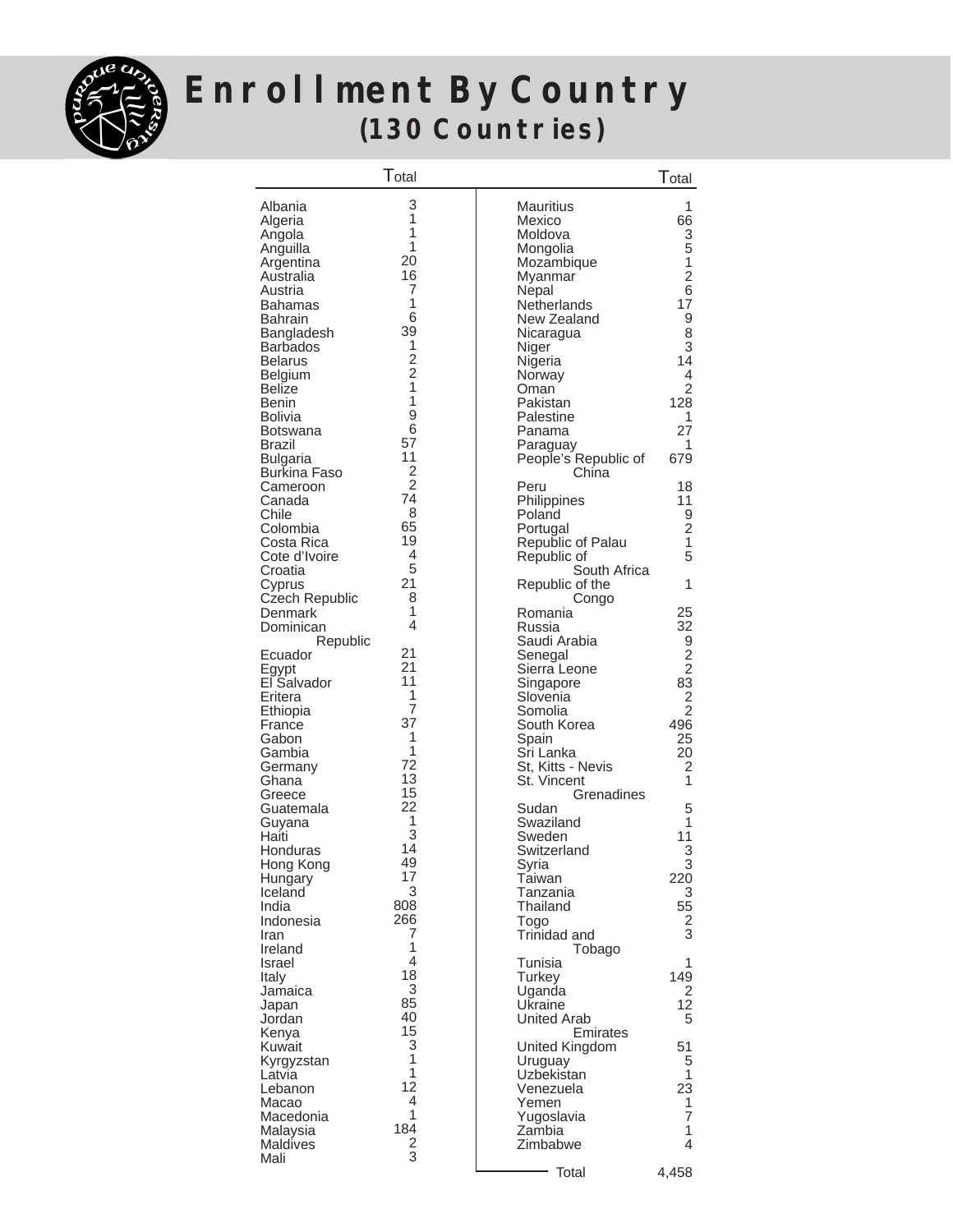# Enrollment By Country

## (130 Countries)

| Country | Total |
|---|---|
| Albania | 3 |
| Algeria | 1 |
| Angola | 1 |
| Anguilla | 1 |
| Argentina | 20 |
| Australia | 16 |
| Austria | 7 |
| Bahamas | 1 |
| Bahrain | 6 |
| Bangladesh | 39 |
| Barbados | 1 |
| Belarus | 2 |
| Belgium | 2 |
| Belize | 1 |
| Benin | 1 |
| Bolivia | 9 |
| Botswana | 6 |
| Brazil | 57 |
| Bulgaria | 11 |
| Burkina Faso | 2 |
| Cameroon | 2 |
| Canada | 74 |
| Chile | 8 |
| Colombia | 65 |
| Costa Rica | 19 |
| Cote d'Ivoire | 4 |
| Croatia | 5 |
| Cyprus | 21 |
| Czech Republic | 8 |
| Denmark | 1 |
| Dominican Republic | 4 |
| Ecuador | 21 |
| Egypt | 21 |
| El Salvador | 11 |
| Eritera | 1 |
| Ethiopia | 7 |
| France | 37 |
| Gabon | 1 |
| Gambia | 1 |
| Germany | 72 |
| Ghana | 13 |
| Greece | 15 |
| Guatemala | 22 |
| Guyana | 1 |
| Haiti | 3 |
| Honduras | 14 |
| Hong Kong | 49 |
| Hungary | 17 |
| Iceland | 3 |
| India | 808 |
| Indonesia | 266 |
| Iran | 7 |
| Ireland | 1 |
| Israel | 4 |
| Italy | 18 |
| Jamaica | 3 |
| Japan | 85 |
| Jordan | 40 |
| Kenya | 15 |
| Kuwait | 3 |
| Kyrgyzstan | 1 |
| Latvia | 1 |
| Lebanon | 12 |
| Macao | 4 |
| Macedonia | 1 |
| Malaysia | 184 |
| Maldives | 2 |
| Mali | 3 |
| Mauritius | 1 |
| Mexico | 66 |
| Moldova | 3 |
| Mongolia | 5 |
| Mozambique | 1 |
| Myanmar | 2 |
| Nepal | 6 |
| Netherlands | 17 |
| New Zealand | 9 |
| Nicaragua | 8 |
| Niger | 3 |
| Nigeria | 14 |
| Norway | 4 |
| Oman | 2 |
| Pakistan | 128 |
| Palestine | 1 |
| Panama | 27 |
| Paraguay | 1 |
| People's Republic of China | 679 |
| Peru | 18 |
| Philippines | 11 |
| Poland | 9 |
| Portugal | 2 |
| Republic of Palau | 1 |
| Republic of South Africa | 5 |
| Republic of the Congo | 1 |
| Romania | 25 |
| Russia | 32 |
| Saudi Arabia | 9 |
| Senegal | 2 |
| Sierra Leone | 2 |
| Singapore | 83 |
| Slovenia | 2 |
| Somolia | 2 |
| South Korea | 496 |
| Spain | 25 |
| Sri Lanka | 20 |
| St, Kitts - Nevis | 2 |
| St. Vincent Grenadines | 1 |
| Sudan | 5 |
| Swaziland | 1 |
| Sweden | 11 |
| Switzerland | 3 |
| Syria | 3 |
| Taiwan | 220 |
| Tanzania | 3 |
| Thailand | 55 |
| Togo | 2 |
| Trinidad and Tobago | 3 |
| Tunisia | 1 |
| Turkey | 149 |
| Uganda | 2 |
| Ukraine | 12 |
| United Arab Emirates | 5 |
| United Kingdom | 51 |
| Uruguay | 5 |
| Uzbekistan | 1 |
| Venezuela | 23 |
| Yemen | 1 |
| Yugoslavia | 7 |
| Zambia | 1 |
| Zimbabwe | 4 |
| Total | 4,458 |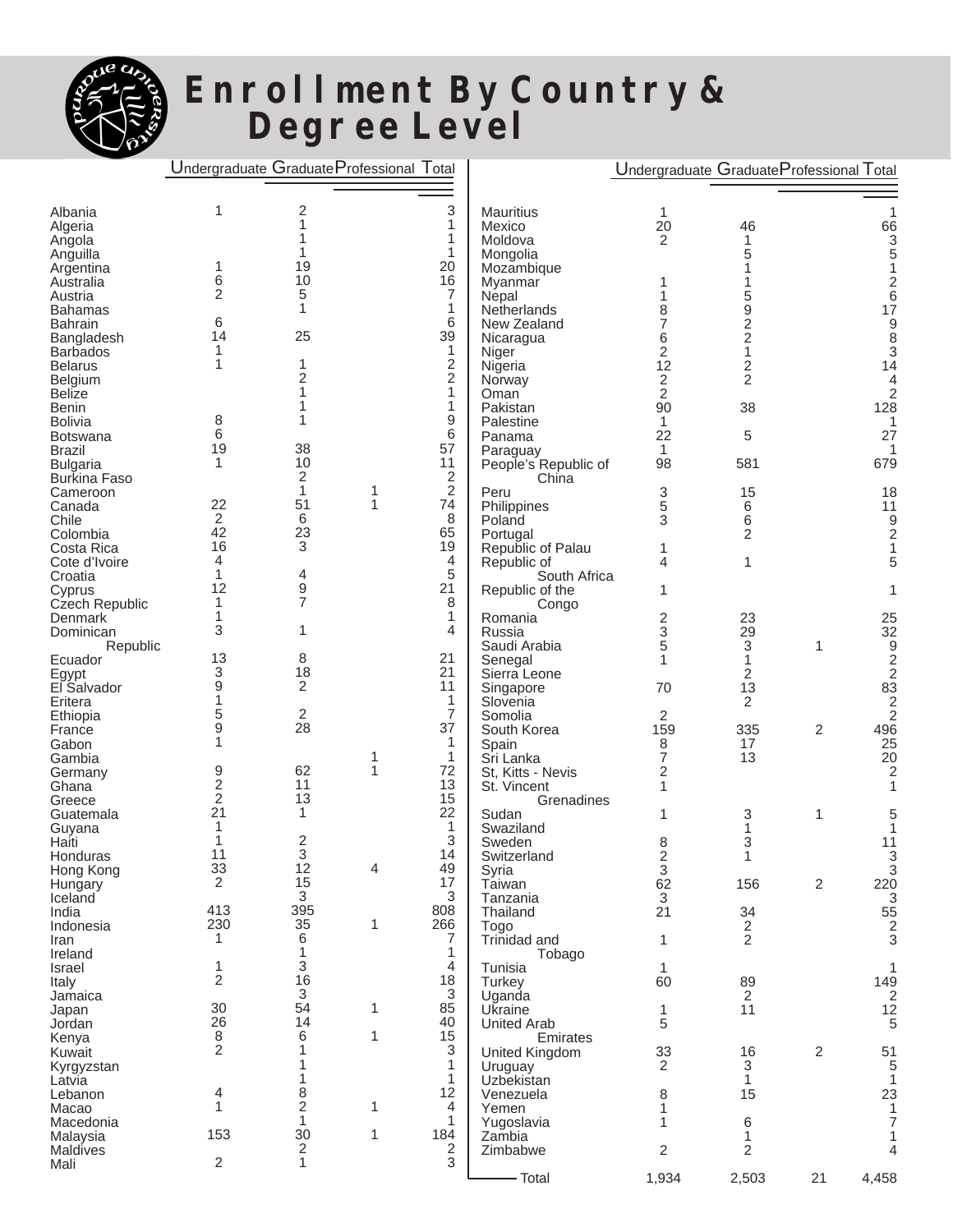# Enrollment By Country & Degree Level

| Country | Undergraduate | Graduate | Professional | Total |
|---|---|---|---|---|
| Albania | 1 | 2 | | 3 |
| Algeria | | 1 | | 1 |
| Angola | | 1 | | 1 |
| Anguilla | | 1 | | 1 |
| Argentina | 1 | 19 | | 20 |
| Australia | 6 | 10 | | 16 |
| Austria | 2 | 5 | | 7 |
| Bahamas | | 1 | | 1 |
| Bahrain | 6 | | | 6 |
| Bangladesh | 14 | 25 | | 39 |
| Barbados | 1 | | | 1 |
| Belarus | 1 | 1 | | 2 |
| Belgium | | 2 | | 2 |
| Belize | | 1 | | 1 |
| Benin | | 1 | | 1 |
| Bolivia | 8 | 1 | | 9 |
| Botswana | 6 | | | 6 |
| Brazil | 19 | 38 | | 57 |
| Bulgaria | 1 | 10 | | 11 |
| Burkina Faso | | 2 | | 2 |
| Cameroon | | 1 | 1 | 2 |
| Canada | 22 | 51 | 1 | 74 |
| Chile | 2 | 6 | | 8 |
| Colombia | 42 | 23 | | 65 |
| Costa Rica | 16 | 3 | | 19 |
| Cote d'Ivoire | 4 | | | 4 |
| Croatia | 1 | 4 | | 5 |
| Cyprus | 12 | 9 | | 21 |
| Czech Republic | 1 | 7 | | 8 |
| Denmark | 1 | | | 1 |
| Dominican Republic | 3 | 1 | | 4 |
| Ecuador | 13 | 8 | | 21 |
| Egypt | 3 | 18 | | 21 |
| El Salvador | 9 | 2 | | 11 |
| Eritera | 1 | | | 1 |
| Ethiopia | 5 | 2 | | 7 |
| France | 9 | 28 | | 37 |
| Gabon | 1 | | | 1 |
| Gambia | | | 1 | 1 |
| Germany | 9 | 62 | 1 | 72 |
| Ghana | 2 | 11 | | 13 |
| Greece | 2 | 13 | | 15 |
| Guatemala | 21 | 1 | | 22 |
| Guyana | 1 | | | 1 |
| Haiti | 1 | 2 | | 3 |
| Honduras | 11 | 3 | | 14 |
| Hong Kong | 33 | 12 | 4 | 49 |
| Hungary | 2 | 15 | | 17 |
| Iceland | | 3 | | 3 |
| India | 413 | 395 | | 808 |
| Indonesia | 230 | 35 | 1 | 266 |
| Iran | 1 | 6 | | 7 |
| Ireland | | 1 | | 1 |
| Israel | 1 | 3 | | 4 |
| Italy | 2 | 16 | | 18 |
| Jamaica | | 3 | | 3 |
| Japan | 30 | 54 | 1 | 85 |
| Jordan | 26 | 14 | | 40 |
| Kenya | 8 | 6 | 1 | 15 |
| Kuwait | 2 | 1 | | 3 |
| Kyrgyzstan | | 1 | | 1 |
| Latvia | | 1 | | 1 |
| Lebanon | 4 | 8 | | 12 |
| Macao | 1 | 2 | 1 | 4 |
| Macedonia | | 1 | | 1 |
| Malaysia | 153 | 30 | 1 | 184 |
| Maldives | | 2 | | 2 |
| Mali | 2 | 1 | | 3 |
| Mauritius | 1 | | | 1 |
| Mexico | 20 | 46 | | 66 |
| Moldova | 2 | 1 | | 3 |
| Mongolia | | 5 | | 5 |
| Mozambique | | 1 | | 1 |
| Myanmar | 1 | 1 | | 2 |
| Nepal | 1 | 5 | | 6 |
| Netherlands | 8 | 9 | | 17 |
| New Zealand | 7 | 2 | | 9 |
| Nicaragua | 6 | 2 | | 8 |
| Niger | 2 | 1 | | 3 |
| Nigeria | 12 | 2 | | 14 |
| Norway | 2 | 2 | | 4 |
| Oman | 2 | | | 2 |
| Pakistan | 90 | 38 | | 128 |
| Palestine | 1 | | | 1 |
| Panama | 22 | 5 | | 27 |
| Paraguay | 1 | | | 1 |
| People's Republic of China | 98 | 581 | | 679 |
| Peru | 3 | 15 | | 18 |
| Philippines | 5 | 6 | | 11 |
| Poland | 3 | 6 | | 9 |
| Portugal | | 2 | | 2 |
| Republic of Palau | 1 | | | 1 |
| Republic of South Africa | 4 | 1 | | 5 |
| Republic of the Congo | 1 | | | 1 |
| Romania | 2 | 23 | | 25 |
| Russia | 3 | 29 | | 32 |
| Saudi Arabia | 5 | 3 | 1 | 9 |
| Senegal | 1 | 1 | | 2 |
| Sierra Leone | | 2 | | 2 |
| Singapore | 70 | 13 | | 83 |
| Slovenia | | 2 | | 2 |
| Somolia | 2 | | | 2 |
| South Korea | 159 | 335 | 2 | 496 |
| Spain | 8 | 17 | | 25 |
| Sri Lanka | 7 | 13 | | 20 |
| St, Kitts - Nevis | 2 | | | 2 |
| St. Vincent Grenadines | 1 | | | 1 |
| Sudan | 1 | 3 | 1 | 5 |
| Swaziland | | 1 | | 1 |
| Sweden | 8 | 3 | | 11 |
| Switzerland | 2 | 1 | | 3 |
| Syria | 3 | | | 3 |
| Taiwan | 62 | 156 | 2 | 220 |
| Tanzania | 3 | | | 3 |
| Thailand | 21 | 34 | | 55 |
| Togo | | 2 | | 2 |
| Trinidad and Tobago | 1 | 2 | | 3 |
| Tunisia | 1 | | | 1 |
| Turkey | 60 | 89 | | 149 |
| Uganda | | 2 | | 2 |
| Ukraine | 1 | 11 | | 12 |
| United Arab Emirates | 5 | | | 5 |
| United Kingdom | 33 | 16 | 2 | 51 |
| Uruguay | 2 | 3 | | 5 |
| Uzbekistan | | 1 | | 1 |
| Venezuela | 8 | 15 | | 23 |
| Yemen | 1 | | | 1 |
| Yugoslavia | 1 | 6 | | 7 |
| Zambia | | 1 | | 1 |
| Zimbabwe | 2 | 2 | | 4 |
| Total | 1,934 | 2,503 | 21 | 4,458 |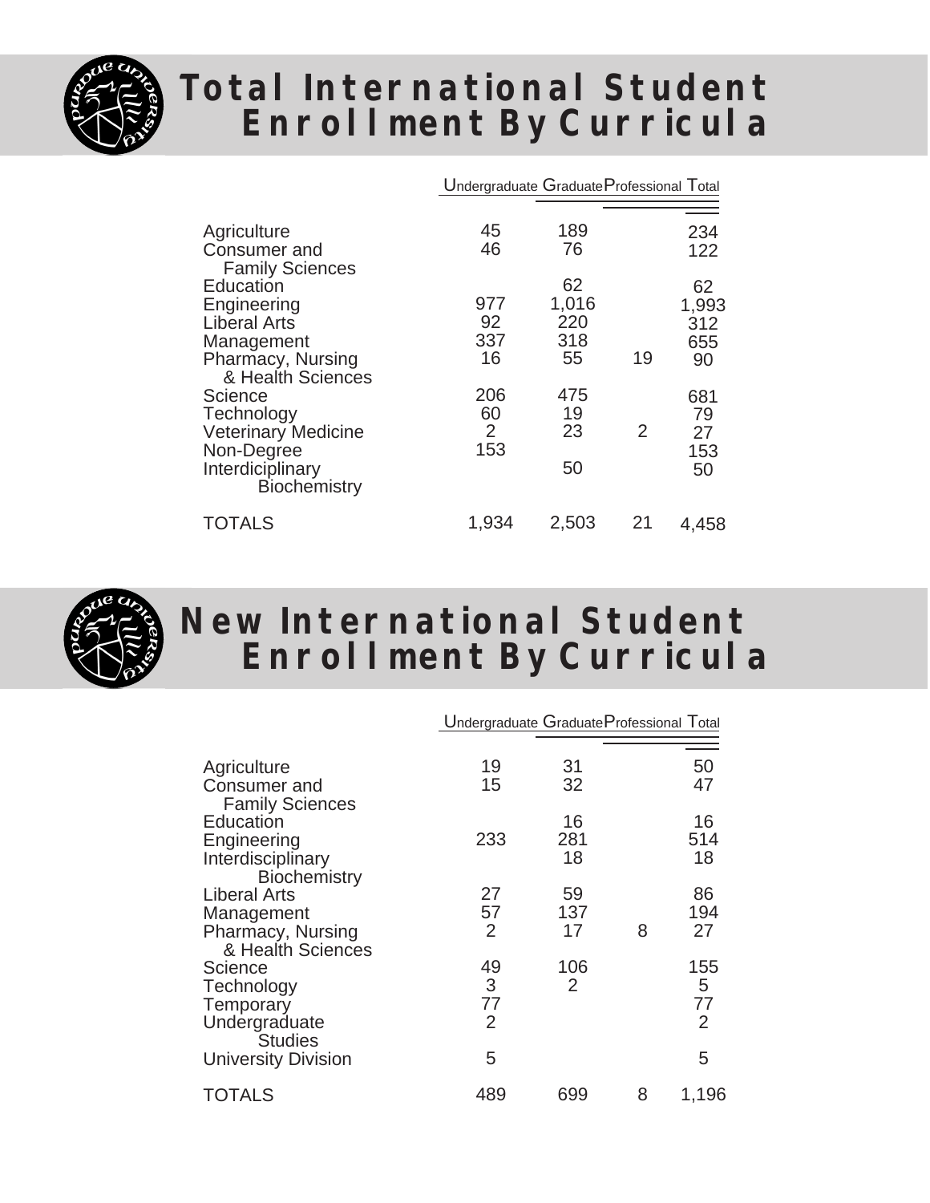# Total International Student Enrollment By Curricula

| | Undergraduate | Graduate | Professional | Total |
|---|---|---|---|---|
| Agriculture | 45 | 189 | | 234 |
| Consumer and Family Sciences | 46 | 76 | | 122 |
| Education | | 62 | | 62 |
| Engineering | 977 | 1,016 | | 1,993 |
| Liberal Arts | 92 | 220 | | 312 |
| Management | 337 | 318 | | 655 |
| Pharmacy, Nursing & Health Sciences | 16 | 55 | 19 | 90 |
| Science | 206 | 475 | | 681 |
| Technology | 60 | 19 | | 79 |
| Veterinary Medicine | 2 | 23 | 2 | 27 |
| Non-Degree | 153 | | | 153 |
| Interdiciplinary Biochemistry | | 50 | | 50 |
| TOTALS | 1,934 | 2,503 | 21 | 4,458 |

# New International Student Enrollment By Curricula

| | Undergraduate | Graduate | Professional | Total |
|---|---|---|---|---|
| Agriculture | 19 | 31 | | 50 |
| Consumer and Family Sciences | 15 | 32 | | 47 |
| Education | | 16 | | 16 |
| Engineering | 233 | 281 | | 514 |
| Interdisciplinary Biochemistry | | 18 | | 18 |
| Liberal Arts | 27 | 59 | | 86 |
| Management | 57 | 137 | | 194 |
| Pharmacy, Nursing & Health Sciences | 2 | 17 | 8 | 27 |
| Science | 49 | 106 | | 155 |
| Technology | 3 | 2 | | 5 |
| Temporary | 77 | | | 77 |
| Undergraduate Studies | 2 | | | 2 |
| University Division | 5 | | | 5 |
| TOTALS | 489 | 699 | 8 | 1,196 |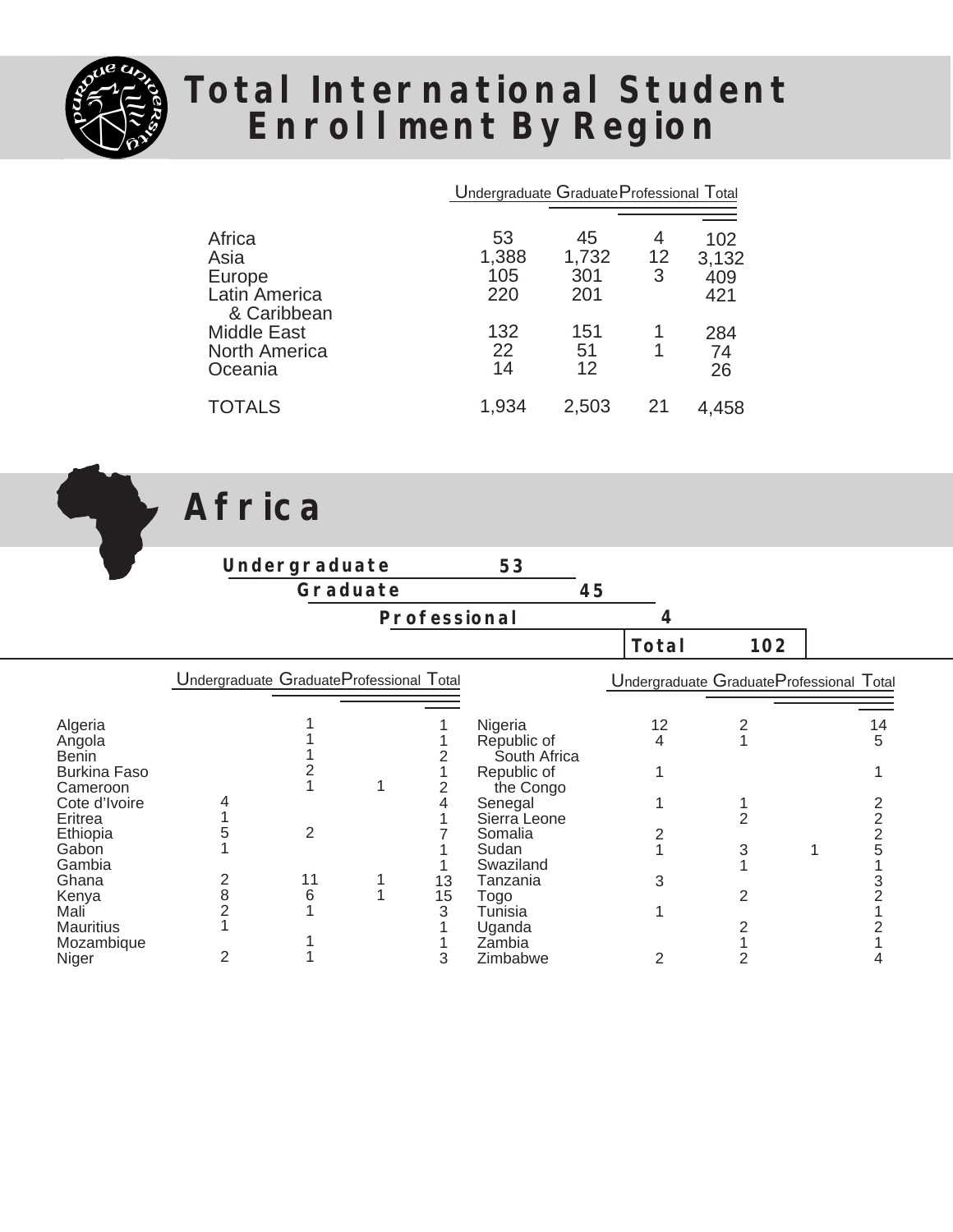# Total International Student Enrollment By Region

| | Undergraduate | Graduate | Professional | Total |
|---|---|---|---|---|
| Africa | 53 | 45 | 4 | 102 |
| Asia | 1,388 | 1,732 | 12 | 3,132 |
| Europe | 105 | 301 | 3 | 409 |
| Latin America & Caribbean | 220 | 201 | | 421 |
| Middle East | 132 | 151 | 1 | 284 |
| North America | 22 | 51 | 1 | 74 |
| Oceania | 14 | 12 | | 26 |
| TOTALS | 1,934 | 2,503 | 21 | 4,458 |

# Africa

| | |
|---|---|
| **Undergraduate** | **53** |
| **Graduate** | **45** |
| **Professional** | **4** |
| **Total** | **102** |

| | Undergraduate | Graduate | Professional | Total |
|---|---|---|---|---|
| Algeria | | 1 | | 1 |
| Angola | | 1 | | 1 |
| Benin | | 1 | | 2 |
| Burkina Faso | | 2 | | 1 |
| Cameroon | | 1 | 1 | 2 |
| Cote d'Ivoire | 4 | | | 4 |
| Eritrea | 1 | | | 1 |
| Ethiopia | 5 | 2 | | 7 |
| Gabon | 1 | | | 1 |
| Gambia | | | | 1 |
| Ghana | 2 | 11 | 1 | 13 |
| Kenya | 8 | 6 | 1 | 15 |
| Mali | 2 | 1 | | 3 |
| Mauritius | 1 | | | 1 |
| Mozambique | | 1 | | 1 |
| Niger | 2 | 1 | | 3 |
| Nigeria | 12 | 2 | | 14 |
| Republic of South Africa | 4 | 1 | | 5 |
| Republic of the Congo | 1 | | | 1 |
| Senegal | 1 | 1 | | 2 |
| Sierra Leone | | 2 | | 2 |
| Somalia | 2 | | | 2 |
| Sudan | 1 | 3 | 1 | 5 |
| Swaziland | | 1 | | 1 |
| Tanzania | 3 | | | 3 |
| Togo | | 2 | | 2 |
| Tunisia | 1 | | | 1 |
| Uganda | | 2 | | 2 |
| Zambia | | 1 | | 1 |
| Zimbabwe | 2 | 2 | | 4 |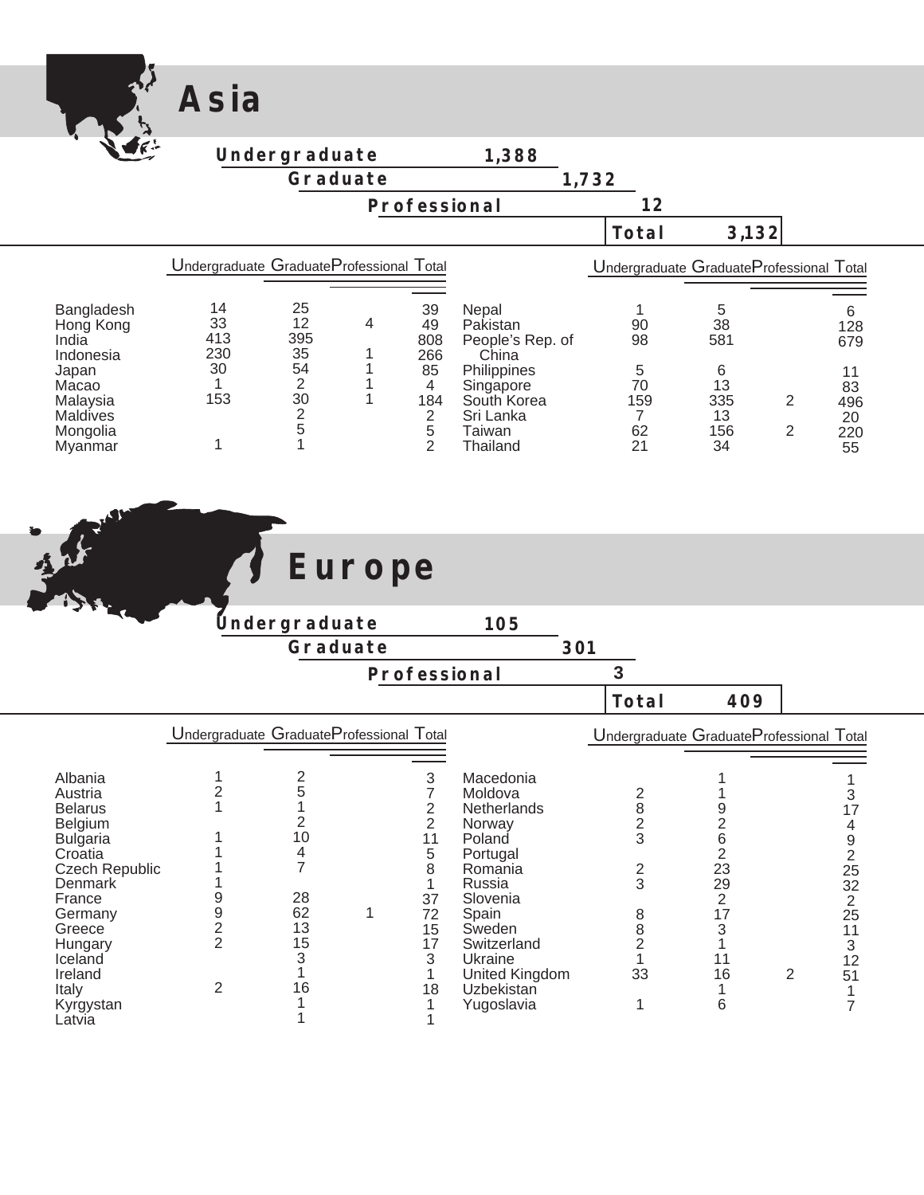# Asia

| | |
|---|---|
| Undergraduate | 1,388 |
| Graduate | 1,732 |
| Professional | 12 |
| **Total** | **3,132** |

| Country | Undergraduate | Graduate | Professional | Total |
|---|---|---|---|---|
| Bangladesh | 14 | 25 | | 39 |
| Hong Kong | 33 | 12 | 4 | 49 |
| India | 413 | 395 | | 808 |
| Indonesia | 230 | 35 | 1 | 266 |
| Japan | 30 | 54 | 1 | 85 |
| Macao | 1 | 2 | 1 | 4 |
| Malaysia | 153 | 30 | 1 | 184 |
| Maldives | | 2 | | 2 |
| Mongolia | | 5 | | 5 |
| Myanmar | 1 | 1 | | 2 |
| Nepal | 1 | 5 | | 6 |
| Pakistan | 90 | 38 | | 128 |
| People's Rep. of China | 98 | 581 | | 679 |
| Philippines | 5 | 6 | | 11 |
| Singapore | 70 | 13 | | 83 |
| South Korea | 159 | 335 | 2 | 496 |
| Sri Lanka | 7 | 13 | | 20 |
| Taiwan | 62 | 156 | 2 | 220 |
| Thailand | 21 | 34 | | 55 |

# Europe

| | |
|---|---|
| Undergraduate | 105 |
| Graduate | 301 |
| Professional | 3 |
| **Total** | **409** |

| Country | Undergraduate | Graduate | Professional | Total |
|---|---|---|---|---|
| Albania | 1 | 2 | | 3 |
| Austria | 2 | 5 | | 7 |
| Belarus | 1 | 1 | | 2 |
| Belgium | | 2 | | 2 |
| Bulgaria | 1 | 10 | | 11 |
| Croatia | 1 | 4 | | 5 |
| Czech Republic | 1 | 7 | | 8 |
| Denmark | 1 | | | 1 |
| France | 9 | 28 | | 37 |
| Germany | 9 | 62 | 1 | 72 |
| Greece | 2 | 13 | | 15 |
| Hungary | 2 | 15 | | 17 |
| Iceland | | 3 | | 3 |
| Ireland | | 1 | | 1 |
| Italy | 2 | 16 | | 18 |
| Kyrgystan | | 1 | | 1 |
| Latvia | | 1 | | 1 |
| Macedonia | | 1 | | 1 |
| Moldova | 2 | 1 | | 3 |
| Netherlands | 8 | 9 | | 17 |
| Norway | 2 | 2 | | 4 |
| Poland | 3 | 6 | | 9 |
| Portugal | | 2 | | 2 |
| Romania | 2 | 23 | | 25 |
| Russia | 3 | 29 | | 32 |
| Slovenia | | 2 | | 2 |
| Spain | 8 | 17 | | 25 |
| Sweden | 8 | 3 | | 11 |
| Switzerland | 2 | 1 | | 3 |
| Ukraine | 1 | 11 | | 12 |
| United Kingdom | 33 | 16 | 2 | 51 |
| Uzbekistan | | 1 | | 1 |
| Yugoslavia | 1 | 6 | | 7 |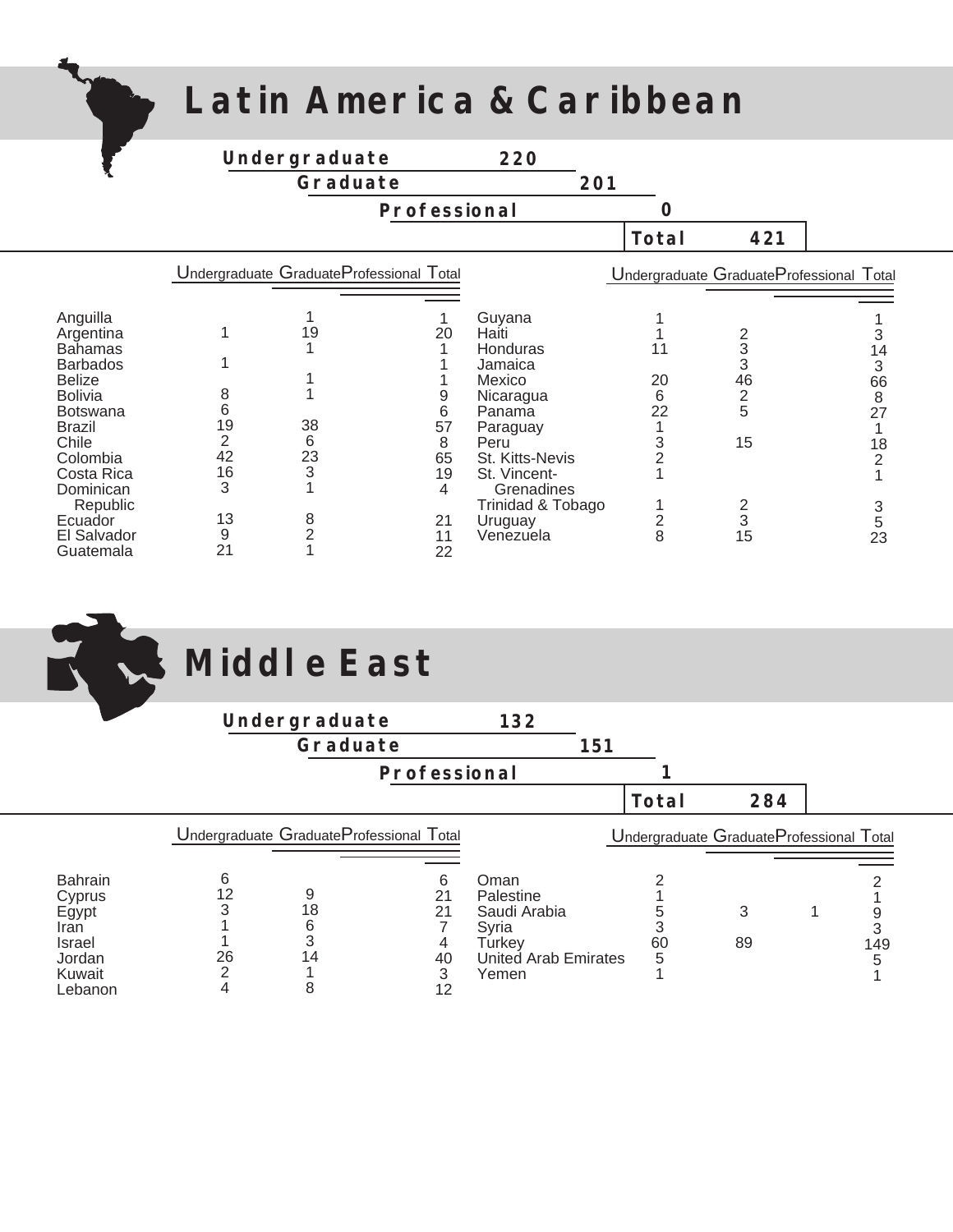# Latin America & Caribbean

| | |
|---|---|
| **Undergraduate** | **220** |
| **Graduate** | **201** |
| **Professional** | **0** |
| **Total** | **421** |

| Country | Undergraduate | Graduate | Professional | Total |
|---|---|---|---|---|
| Anguilla | | 1 | | 1 |
| Argentina | 1 | 19 | | 20 |
| Bahamas | | 1 | | 1 |
| Barbados | 1 | | | 1 |
| Belize | | 1 | | 1 |
| Bolivia | 8 | 1 | | 9 |
| Botswana | 6 | | | 6 |
| Brazil | 19 | 38 | | 57 |
| Chile | 2 | 6 | | 8 |
| Colombia | 42 | 23 | | 65 |
| Costa Rica | 16 | 3 | | 19 |
| Dominican Republic | 3 | 1 | | 4 |
| Ecuador | 13 | 8 | | 21 |
| El Salvador | 9 | 2 | | 11 |
| Guatemala | 21 | 1 | | 22 |
| Guyana | 1 | | | 1 |
| Haiti | 1 | 2 | | 3 |
| Honduras | 11 | 3 | | 14 |
| Jamaica | | 3 | | 3 |
| Mexico | 20 | 46 | | 66 |
| Nicaragua | 6 | 2 | | 8 |
| Panama | 22 | 5 | | 27 |
| Paraguay | 1 | | | 1 |
| Peru | 3 | 15 | | 18 |
| St. Kitts-Nevis | 2 | | | 2 |
| St. Vincent-Grenadines | 1 | | | 1 |
| Trinidad & Tobago | 1 | 2 | | 3 |
| Uruguay | 2 | 3 | | 5 |
| Venezuela | 8 | 15 | | 23 |

# Middle East

| | |
|---|---|
| **Undergraduate** | **132** |
| **Graduate** | **151** |
| **Professional** | **1** |
| **Total** | **284** |

| Country | Undergraduate | Graduate | Professional | Total |
|---|---|---|---|---|
| Bahrain | 6 | | | 6 |
| Cyprus | 12 | 9 | | 21 |
| Egypt | 3 | 18 | | 21 |
| Iran | 1 | 6 | | 7 |
| Israel | 1 | 3 | | 4 |
| Jordan | 26 | 14 | | 40 |
| Kuwait | 2 | 1 | | 3 |
| Lebanon | 4 | 8 | | 12 |
| Oman | 2 | | | 2 |
| Palestine | 1 | | | 1 |
| Saudi Arabia | 5 | 3 | 1 | 9 |
| Syria | 3 | | | 3 |
| Turkey | 60 | 89 | | 149 |
| United Arab Emirates | 5 | | | 5 |
| Yemen | 1 | | | 1 |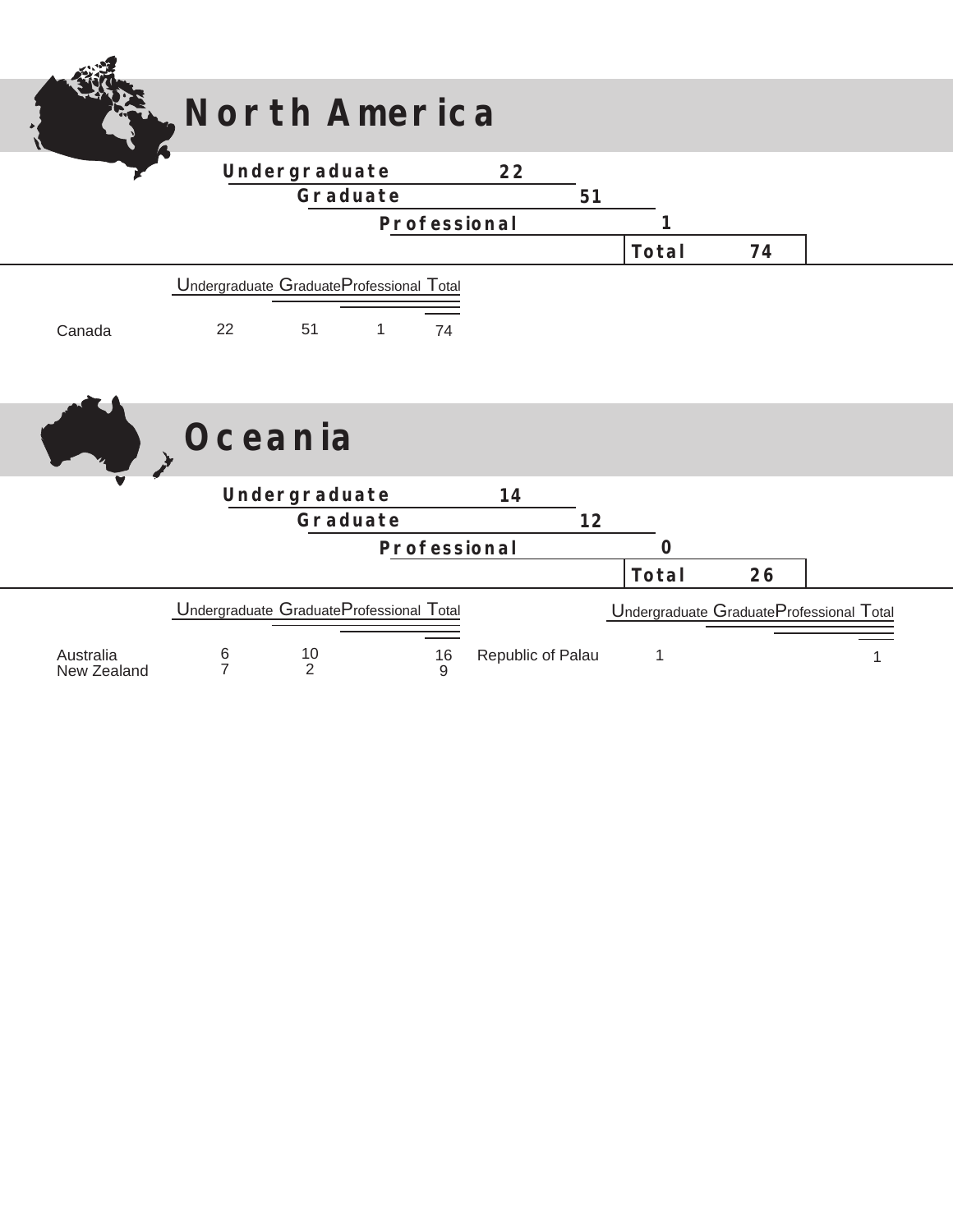# North America

| | |
|---|---|
| Undergraduate | 22 |
| Graduate | 51 |
| Professional | 1 |
| Total | 74 |

| | Undergraduate | Graduate | Professional | Total |
|---|---|---|---|---|
| Canada | 22 | 51 | 1 | 74 |

# Oceania

| | |
|---|---|
| Undergraduate | 14 |
| Graduate | 12 |
| Professional | 0 |
| Total | 26 |

| | Undergraduate | Graduate | Professional | Total |
|---|---|---|---|---|
| Australia | 6 | 10 | | 16 |
| New Zealand | 7 | 2 | | 9 |
| Republic of Palau | 1 | | | 1 |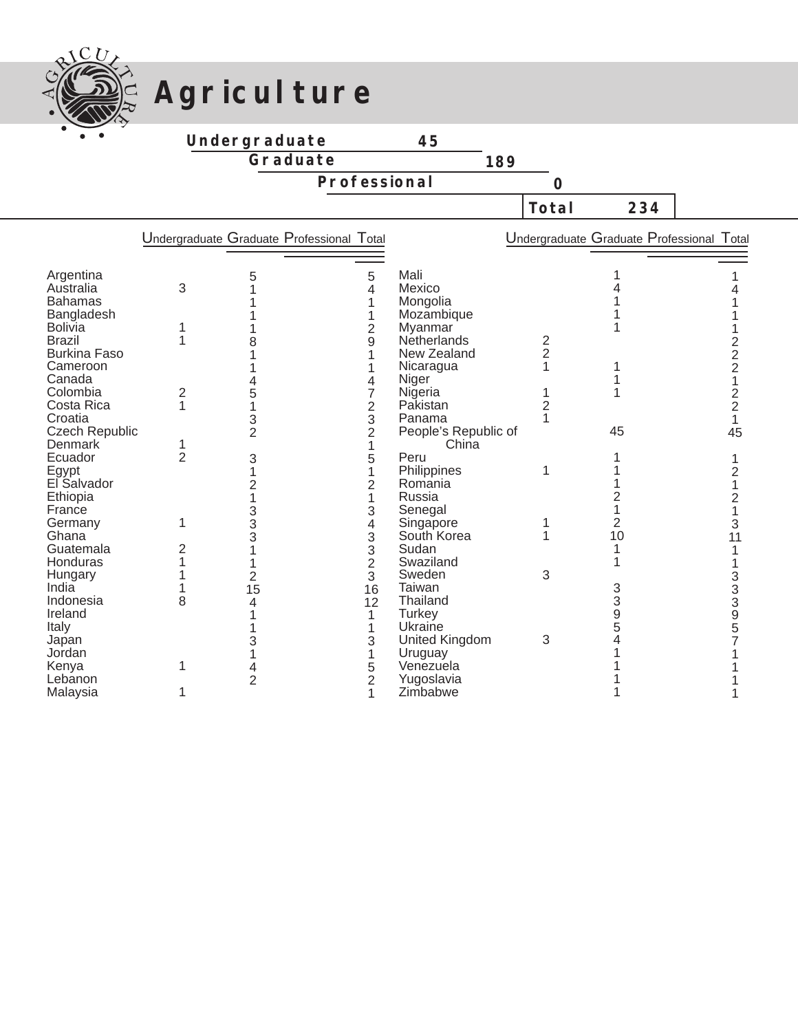# Agriculture

| | |
|---|---|
| Undergraduate | 45 |
| Graduate | 189 |
| Professional | 0 |
| **Total** | **234** |

| Country | Undergraduate | Graduate | Professional | Total |
|---|---|---|---|---|
| Argentina | | 5 | | 5 |
| Australia | 3 | 1 | | 4 |
| Bahamas | | 1 | | 1 |
| Bangladesh | | 1 | | 1 |
| Bolivia | 1 | 1 | | 2 |
| Brazil | 1 | 8 | | 9 |
| Burkina Faso | | 1 | | 1 |
| Cameroon | | 1 | | 1 |
| Canada | | 4 | | 4 |
| Colombia | 2 | 5 | | 7 |
| Costa Rica | 1 | 1 | | 2 |
| Croatia | | 3 | | 3 |
| Czech Republic | | 2 | | 2 |
| Denmark | 1 | | | 1 |
| Ecuador | 2 | 3 | | 5 |
| Egypt | | 1 | | 1 |
| El Salvador | | 2 | | 2 |
| Ethiopia | | 1 | | 1 |
| France | | 3 | | 3 |
| Germany | 1 | 3 | | 4 |
| Ghana | | 3 | | 3 |
| Guatemala | 2 | 1 | | 3 |
| Honduras | 1 | 1 | | 2 |
| Hungary | 1 | 2 | | 3 |
| India | 1 | 15 | | 16 |
| Indonesia | 8 | 4 | | 12 |
| Ireland | | 1 | | 1 |
| Italy | | 1 | | 1 |
| Japan | | 3 | | 3 |
| Jordan | | 1 | | 1 |
| Kenya | 1 | 4 | | 5 |
| Lebanon | | 2 | | 2 |
| Malaysia | 1 | | | 1 |
| Mali | | 1 | | 1 |
| Mexico | | 4 | | 4 |
| Mongolia | | 1 | | 1 |
| Mozambique | | 1 | | 1 |
| Myanmar | | 1 | | 1 |
| Netherlands | 2 | | | 2 |
| New Zealand | 2 | | | 2 |
| Nicaragua | 1 | 1 | | 2 |
| Niger | | 1 | | 1 |
| Nigeria | 1 | 1 | | 2 |
| Pakistan | 2 | | | 2 |
| Panama | 1 | | | 1 |
| People's Republic of China | | 45 | | 45 |
| Peru | | 1 | | 1 |
| Philippines | 1 | 1 | | 2 |
| Romania | | 1 | | 1 |
| Russia | | 2 | | 2 |
| Senegal | | 1 | | 1 |
| Singapore | 1 | 2 | | 3 |
| South Korea | 1 | 10 | | 11 |
| Sudan | | 1 | | 1 |
| Swaziland | | 1 | | 1 |
| Sweden | 3 | | | 3 |
| Taiwan | | 3 | | 3 |
| Thailand | | 3 | | 3 |
| Turkey | | 9 | | 9 |
| Ukraine | | 5 | | 5 |
| United Kingdom | 3 | 4 | | 7 |
| Uruguay | | 1 | | 1 |
| Venezuela | | 1 | | 1 |
| Yugoslavia | | 1 | | 1 |
| Zimbabwe | | 1 | | 1 |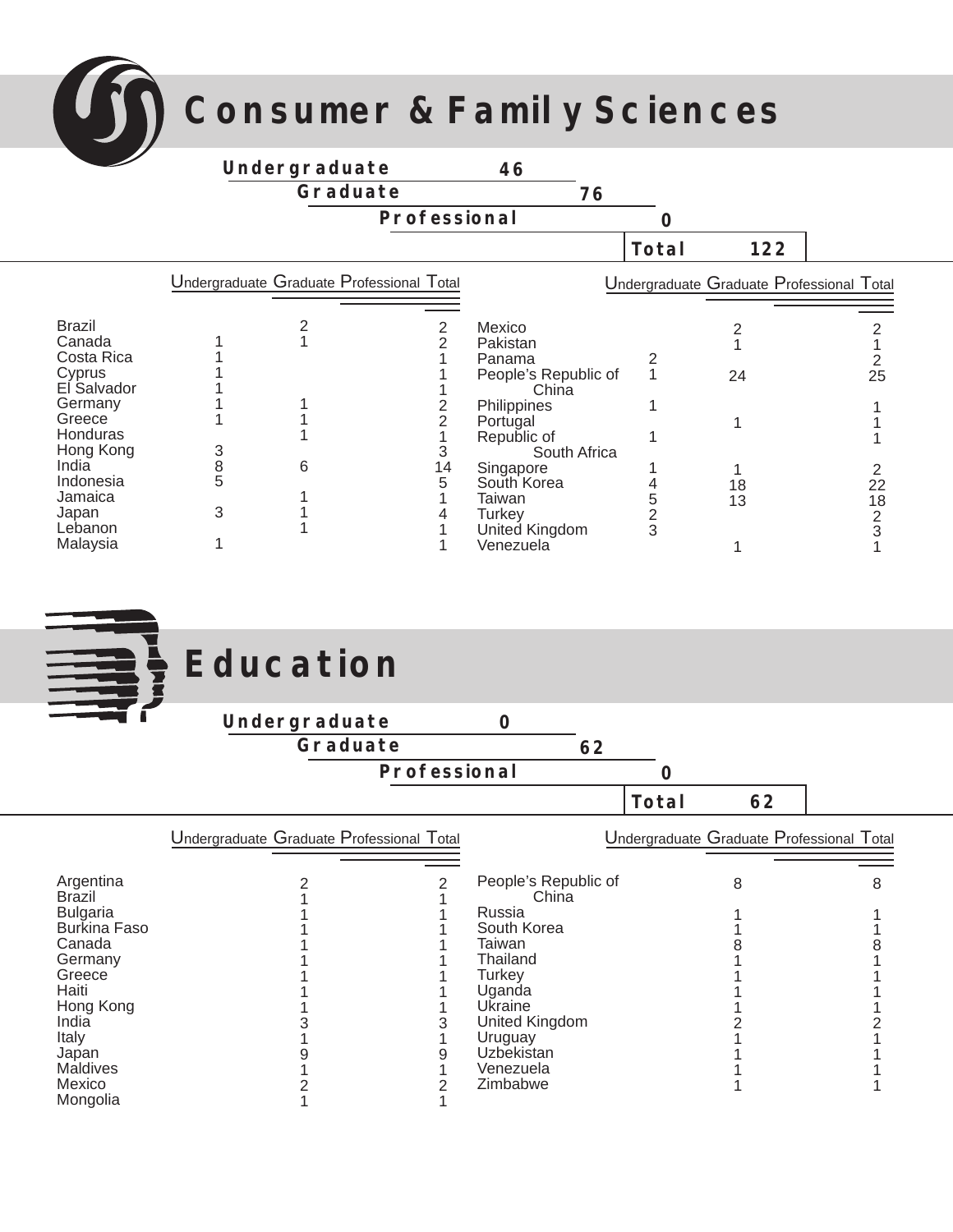# Consumer & Family Sciences

| | |
|---|---|
| Undergraduate | 46 |
| Graduate | 76 |
| Professional | 0 |
| **Total** | **122** |

| | Undergraduate | Graduate | Professional | Total |
|---|---|---|---|---|
| Brazil | | 2 | | 2 |
| Canada | 1 | 1 | | 2 |
| Costa Rica | 1 | | | 1 |
| Cyprus | 1 | | | 1 |
| El Salvador | 1 | | | 1 |
| Germany | 1 | 1 | | 2 |
| Greece | 1 | 1 | | 2 |
| Honduras | | 1 | | 1 |
| Hong Kong | 3 | | | 3 |
| India | 8 | 6 | | 14 |
| Indonesia | 5 | | | 5 |
| Jamaica | | 1 | | 1 |
| Japan | 3 | 1 | | 4 |
| Lebanon | | 1 | | 1 |
| Malaysia | 1 | | | 1 |
| Mexico | | 2 | | 2 |
| Pakistan | | 1 | | 1 |
| Panama | 2 | | | 2 |
| People's Republic of China | 1 | 24 | | 25 |
| Philippines | 1 | | | 1 |
| Portugal | | 1 | | 1 |
| Republic of South Africa | 1 | | | 1 |
| Singapore | 1 | 1 | | 2 |
| South Korea | 4 | 18 | | 22 |
| Taiwan | 5 | 13 | | 18 |
| Turkey | 2 | | | 2 |
| United Kingdom | 3 | | | 3 |
| Venezuela | | 1 | | 1 |

# Education

| | |
|---|---|
| Undergraduate | 0 |
| Graduate | 62 |
| Professional | 0 |
| **Total** | **62** |

| | Undergraduate | Graduate | Professional | Total |
|---|---|---|---|---|
| Argentina | | 2 | | 2 |
| Brazil | | 1 | | 1 |
| Bulgaria | | 1 | | 1 |
| Burkina Faso | | 1 | | 1 |
| Canada | | 1 | | 1 |
| Germany | | 1 | | 1 |
| Greece | | 1 | | 1 |
| Haiti | | 1 | | 1 |
| Hong Kong | | 1 | | 1 |
| India | | 3 | | 3 |
| Italy | | 1 | | 1 |
| Japan | | 9 | | 9 |
| Maldives | | 1 | | 1 |
| Mexico | | 2 | | 2 |
| Mongolia | | 1 | | 1 |
| People's Republic of China | | 8 | | 8 |
| Russia | | 1 | | 1 |
| South Korea | | 1 | | 1 |
| Taiwan | | 8 | | 8 |
| Thailand | | 1 | | 1 |
| Turkey | | 1 | | 1 |
| Uganda | | 1 | | 1 |
| Ukraine | | 1 | | 1 |
| United Kingdom | | 2 | | 2 |
| Uruguay | | 1 | | 1 |
| Uzbekistan | | 1 | | 1 |
| Venezuela | | 1 | | 1 |
| Zimbabwe | | 1 | | 1 |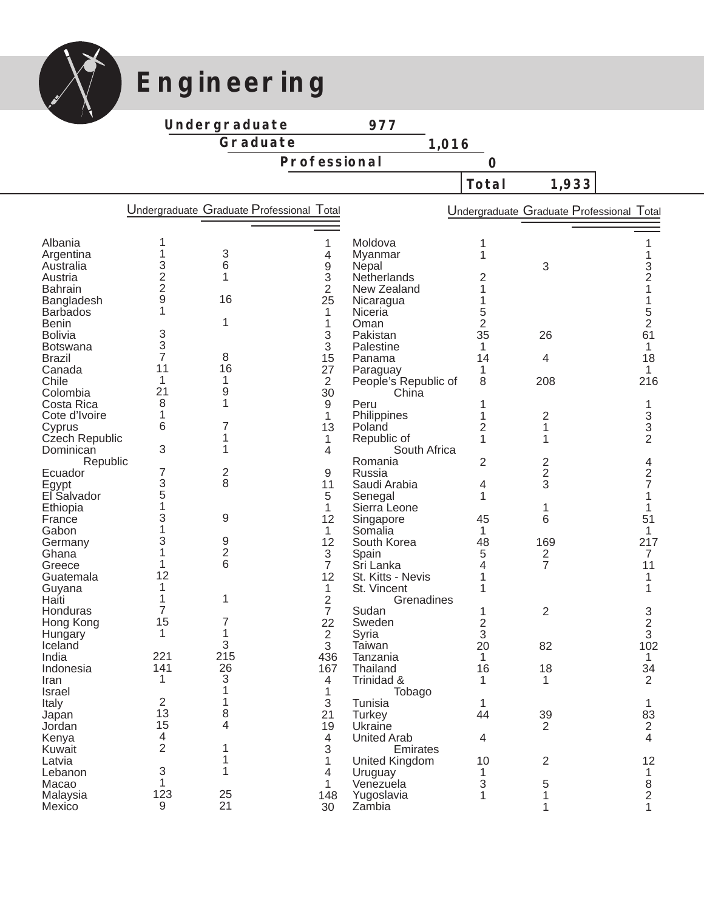# Engineering

| | |
|---|---|
| Undergraduate | 977 |
| Graduate | 1,016 |
| Professional | 0 |
| **Total** | **1,933** |

| | Undergraduate | Graduate | Professional | Total |
|---|---|---|---|---|
| Albania | 1 | | | 1 |
| Argentina | 1 | 3 | | 4 |
| Australia | 3 | 6 | | 9 |
| Austria | 2 | 1 | | 3 |
| Bahrain | 2 | | | 2 |
| Bangladesh | 9 | 16 | | 25 |
| Barbados | 1 | | | 1 |
| Benin | | 1 | | 1 |
| Bolivia | 3 | | | 3 |
| Botswana | 3 | | | 3 |
| Brazil | 7 | 8 | | 15 |
| Canada | 11 | 16 | | 27 |
| Chile | 1 | 1 | | 2 |
| Colombia | 21 | 9 | | 30 |
| Costa Rica | 8 | 1 | | 9 |
| Cote d'Ivoire | 1 | | | 1 |
| Cyprus | 6 | 7 | | 13 |
| Czech Republic | | 1 | | 1 |
| Dominican Republic | 3 | 1 | | 4 |
| Ecuador | 7 | 2 | | 9 |
| Egypt | 3 | 8 | | 11 |
| El Salvador | 5 | | | 5 |
| Ethiopia | 1 | | | 1 |
| France | 3 | 9 | | 12 |
| Gabon | 1 | | | 1 |
| Germany | 3 | 9 | | 12 |
| Ghana | 1 | 2 | | 3 |
| Greece | 1 | 6 | | 7 |
| Guatemala | 12 | | | 12 |
| Guyana | 1 | | | 1 |
| Haiti | 1 | 1 | | 2 |
| Honduras | 7 | | | 7 |
| Hong Kong | 15 | 7 | | 22 |
| Hungary | 1 | 1 | | 2 |
| Iceland | | 3 | | 3 |
| India | 221 | 215 | | 436 |
| Indonesia | 141 | 26 | | 167 |
| Iran | 1 | 3 | | 4 |
| Israel | | 1 | | 1 |
| Italy | 2 | 1 | | 3 |
| Japan | 13 | 8 | | 21 |
| Jordan | 15 | 4 | | 19 |
| Kenya | 4 | | | 4 |
| Kuwait | 2 | 1 | | 3 |
| Latvia | | 1 | | 1 |
| Lebanon | 3 | 1 | | 4 |
| Macao | 1 | | | 1 |
| Malaysia | 123 | 25 | | 148 |
| Mexico | 9 | 21 | | 30 |
| Moldova | 1 | | | 1 |
| Myanmar | 1 | | | 1 |
| Nepal | | 3 | | 3 |
| Netherlands | 2 | | | 2 |
| New Zealand | 1 | | | 1 |
| Nicaragua | 1 | | | 1 |
| Niceria | 5 | | | 5 |
| Oman | 2 | | | 2 |
| Pakistan | 35 | 26 | | 61 |
| Palestine | 1 | | | 1 |
| Panama | 14 | 4 | | 18 |
| Paraguay | 1 | | | 1 |
| People's Republic of China | 8 | 208 | | 216 |
| Peru | 1 | | | 1 |
| Philippines | 1 | 2 | | 3 |
| Poland | 2 | 1 | | 3 |
| Republic of South Africa | 1 | 1 | | 2 |
| Romania | 2 | 2 | | 4 |
| Russia | | 2 | | 2 |
| Saudi Arabia | 4 | 3 | | 7 |
| Senegal | 1 | | | 1 |
| Sierra Leone | | 1 | | 1 |
| Singapore | 45 | 6 | | 51 |
| Somalia | 1 | | | 1 |
| South Korea | 48 | 169 | | 217 |
| Spain | 5 | 2 | | 7 |
| Sri Lanka | 4 | 7 | | 11 |
| St. Kitts - Nevis | 1 | | | 1 |
| St. Vincent Grenadines | 1 | | | 1 |
| Sudan | 1 | 2 | | 3 |
| Sweden | 2 | | | 2 |
| Syria | 3 | | | 3 |
| Taiwan | 20 | 82 | | 102 |
| Tanzania | 1 | | | 1 |
| Thailand | 16 | 18 | | 34 |
| Trinidad & Tobago | 1 | 1 | | 2 |
| Tunisia | 1 | | | 1 |
| Turkey | 44 | 39 | | 83 |
| Ukraine | | 2 | | 2 |
| United Arab Emirates | 4 | | | 4 |
| United Kingdom | 10 | 2 | | 12 |
| Uruguay | 1 | | | 1 |
| Venezuela | 3 | 5 | | 8 |
| Yugoslavia | 1 | 1 | | 2 |
| Zambia | | 1 | | 1 |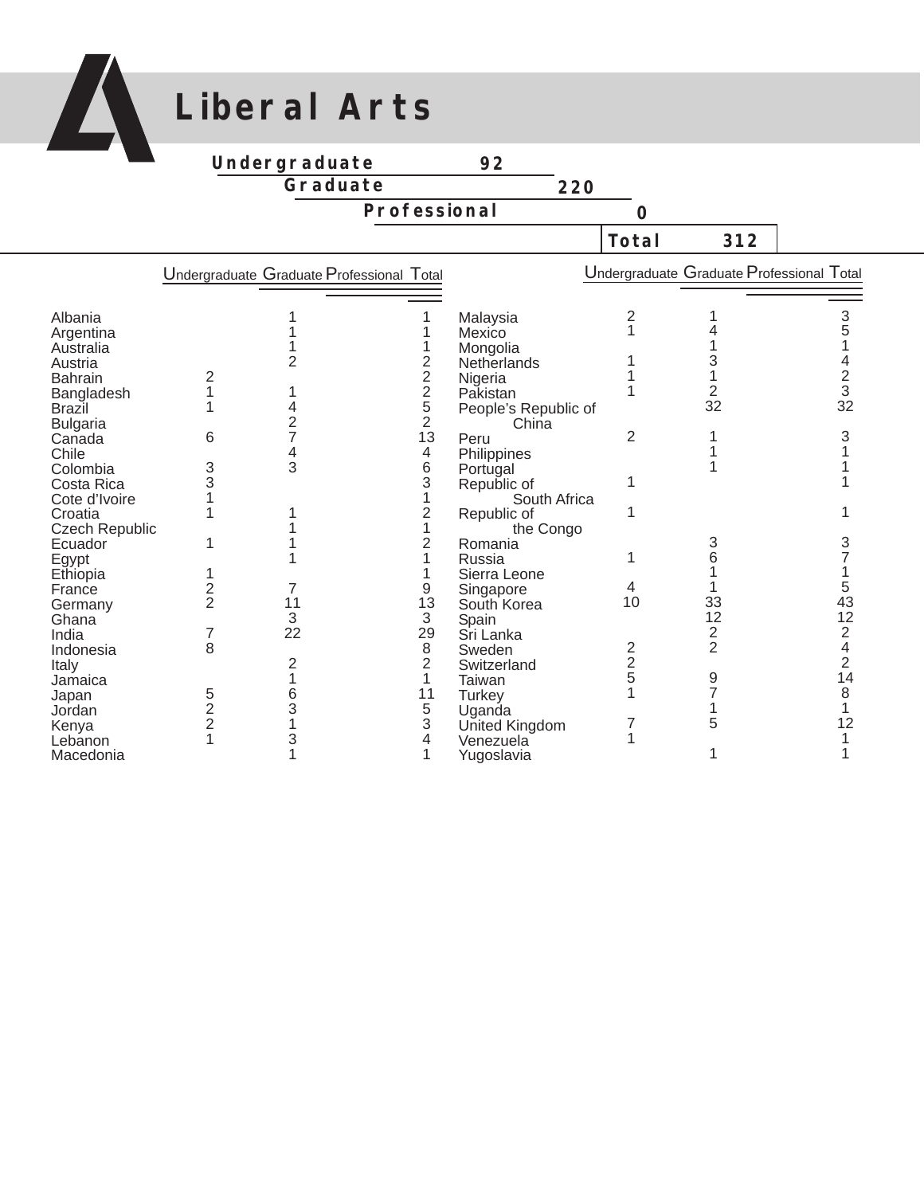# Liberal Arts

| | |
|---|---|
| Undergraduate | 92 |
| Graduate | 220 |
| Professional | 0 |
| **Total** | **312** |

| Country | Undergraduate | Graduate | Professional | Total |
|---|---|---|---|---|
| Albania | | 1 | | 1 |
| Argentina | | 1 | | 1 |
| Australia | | 1 | | 1 |
| Austria | | 2 | | 2 |
| Bahrain | 2 | | | 2 |
| Bangladesh | 1 | 1 | | 2 |
| Brazil | 1 | 4 | | 5 |
| Bulgaria | | 2 | | 2 |
| Canada | 6 | 7 | | 13 |
| Chile | | 4 | | 4 |
| Colombia | 3 | 3 | | 6 |
| Costa Rica | 3 | | | 3 |
| Cote d'Ivoire | 1 | | | 1 |
| Croatia | 1 | 1 | | 2 |
| Czech Republic | | 1 | | 1 |
| Ecuador | 1 | 1 | | 2 |
| Egypt | | 1 | | 1 |
| Ethiopia | 1 | | | 1 |
| France | 2 | 7 | | 9 |
| Germany | 2 | 11 | | 13 |
| Ghana | | 3 | | 3 |
| India | 7 | 22 | | 29 |
| Indonesia | 8 | | | 8 |
| Italy | | 2 | | 2 |
| Jamaica | | 1 | | 1 |
| Japan | 5 | 6 | | 11 |
| Jordan | 2 | 3 | | 5 |
| Kenya | 2 | 1 | | 3 |
| Lebanon | 1 | 3 | | 4 |
| Macedonia | | 1 | | 1 |
| Malaysia | 2 | 1 | | 3 |
| Mexico | 1 | 4 | | 5 |
| Mongolia | | 1 | | 1 |
| Netherlands | 1 | 3 | | 4 |
| Nigeria | 1 | 1 | | 2 |
| Pakistan | 1 | 2 | | 3 |
| People's Republic of China | | 32 | | 32 |
| Peru | 2 | 1 | | 3 |
| Philippines | | 1 | | 1 |
| Portugal | | 1 | | 1 |
| Republic of South Africa | 1 | | | 1 |
| Republic of the Congo | 1 | | | 1 |
| Romania | | 3 | | 3 |
| Russia | 1 | 6 | | 7 |
| Sierra Leone | | 1 | | 1 |
| Singapore | 4 | 1 | | 5 |
| South Korea | 10 | 33 | | 43 |
| Spain | | 12 | | 12 |
| Sri Lanka | | 2 | | 2 |
| Sweden | 2 | 2 | | 4 |
| Switzerland | 2 | | | 2 |
| Taiwan | 5 | 9 | | 14 |
| Turkey | 1 | 7 | | 8 |
| Uganda | | 1 | | 1 |
| United Kingdom | 7 | 5 | | 12 |
| Venezuela | 1 | | | 1 |
| Yugoslavia | | 1 | | 1 |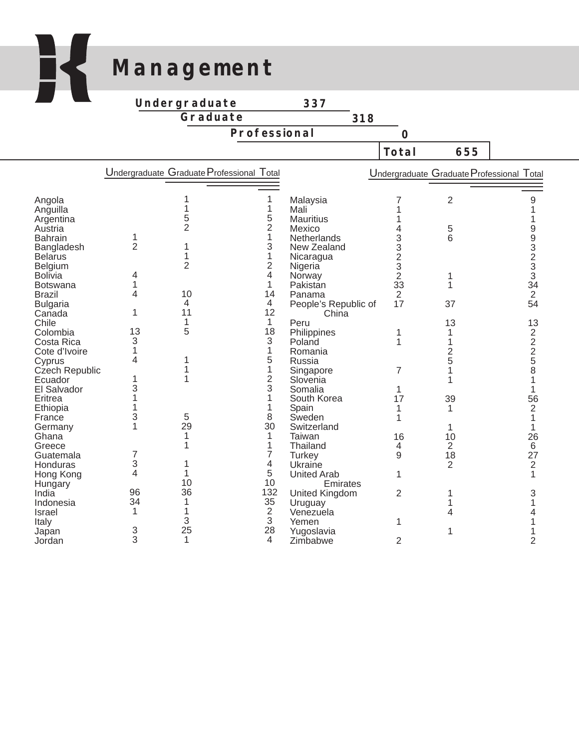# Management

| | |
|---|---|
| Undergraduate | 337 |
| Graduate | 318 |
| Professional | 0 |
| **Total** | **655** |

| Country | Undergraduate | Graduate | Professional | Total |
|---|---|---|---|---|
| Angola | | 1 | | 1 |
| Anguilla | | 1 | | 1 |
| Argentina | | 5 | | 5 |
| Austria | | 2 | | 2 |
| Bahrain | 1 | | | 1 |
| Bangladesh | 2 | 1 | | 3 |
| Belarus | | 1 | | 1 |
| Belgium | | 2 | | 2 |
| Bolivia | 4 | | | 4 |
| Botswana | 1 | | | 1 |
| Brazil | 4 | 10 | | 14 |
| Bulgaria | | 4 | | 4 |
| Canada | 1 | 11 | | 12 |
| Chile | | 1 | | 1 |
| Colombia | 13 | 5 | | 18 |
| Costa Rica | 3 | | | 3 |
| Cote d'Ivoire | 1 | | | 1 |
| Cyprus | 4 | 1 | | 5 |
| Czech Republic | | 1 | | 1 |
| Ecuador | 1 | 1 | | 2 |
| El Salvador | 3 | | | 3 |
| Eritrea | 1 | | | 1 |
| Ethiopia | 1 | | | 1 |
| France | 3 | 5 | | 8 |
| Germany | 1 | 29 | | 30 |
| Ghana | | 1 | | 1 |
| Greece | | 1 | | 1 |
| Guatemala | 7 | | | 7 |
| Honduras | 3 | 1 | | 4 |
| Hong Kong | 4 | 1 | | 5 |
| Hungary | | 10 | | 10 |
| India | 96 | 36 | | 132 |
| Indonesia | 34 | 1 | | 35 |
| Israel | 1 | 1 | | 2 |
| Italy | | 3 | | 3 |
| Japan | 3 | 25 | | 28 |
| Jordan | 3 | 1 | | 4 |
| Malaysia | 7 | 2 | | 9 |
| Mali | 1 | | | 1 |
| Mauritius | 1 | | | 1 |
| Mexico | 4 | 5 | | 9 |
| Netherlands | 3 | 6 | | 9 |
| New Zealand | 3 | | | 3 |
| Nicaragua | 2 | | | 2 |
| Nigeria | 3 | | | 3 |
| Norway | 2 | 1 | | 3 |
| Pakistan | 33 | 1 | | 34 |
| Panama | 2 | | | 2 |
| People's Republic of China | 17 | 37 | | 54 |
| Peru | | 13 | | 13 |
| Philippines | 1 | 1 | | 2 |
| Poland | 1 | 1 | | 2 |
| Romania | | 2 | | 2 |
| Russia | | 5 | | 5 |
| Singapore | 7 | 1 | | 8 |
| Slovenia | | 1 | | 1 |
| Somalia | 1 | | | 1 |
| South Korea | 17 | 39 | | 56 |
| Spain | 1 | 1 | | 2 |
| Sweden | 1 | | | 1 |
| Switzerland | | 1 | | 1 |
| Taiwan | 16 | 10 | | 26 |
| Thailand | 4 | 2 | | 6 |
| Turkey | 9 | 18 | | 27 |
| Ukraine | | 2 | | 2 |
| United Arab Emirates | 1 | | | 1 |
| United Kingdom | 2 | 1 | | 3 |
| Uruguay | | 1 | | 1 |
| Venezuela | | 4 | | 4 |
| Yemen | 1 | | | 1 |
| Yugoslavia | | 1 | | 1 |
| Zimbabwe | 2 | | | 2 |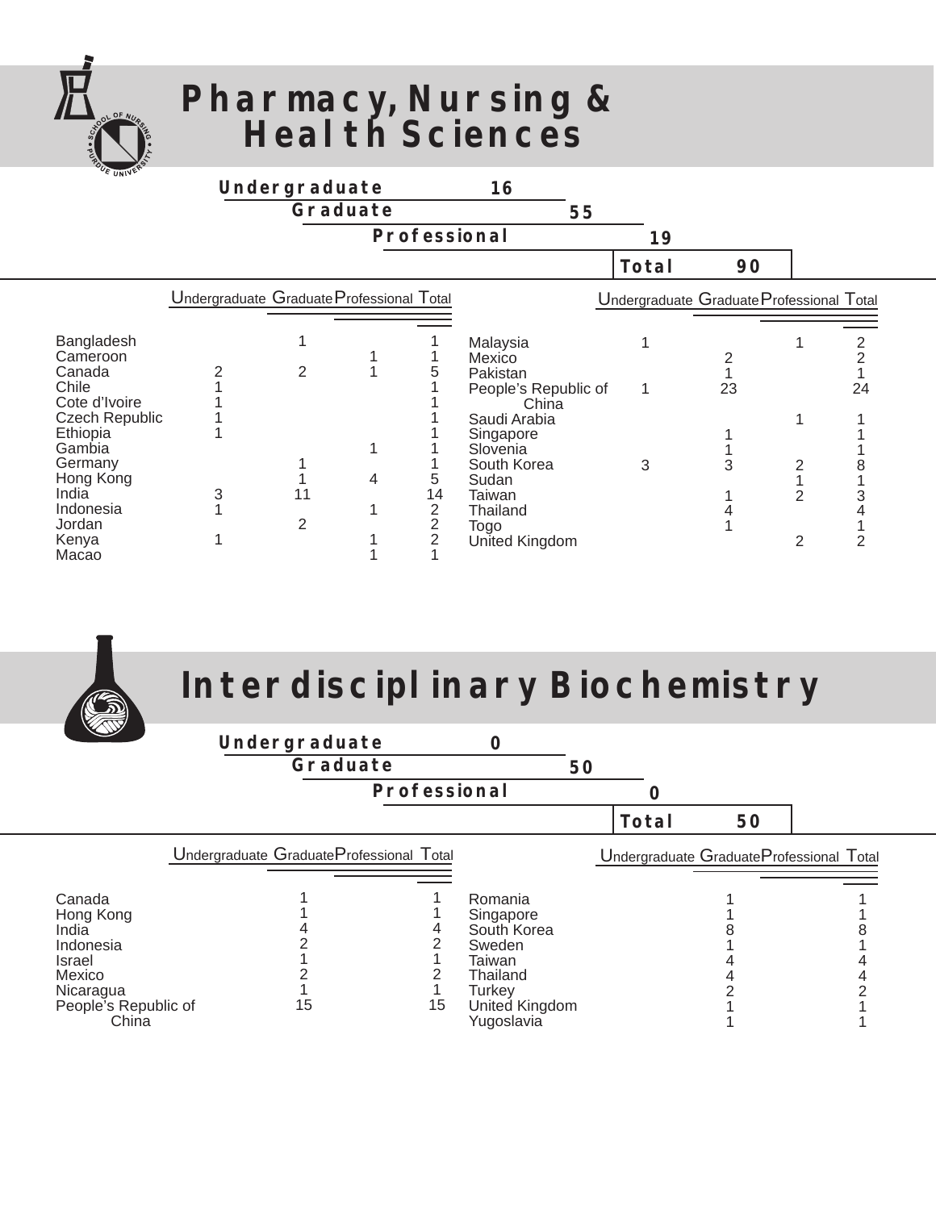# Pharmacy, Nursing & Health Sciences

| | |
|---|---|
| Undergraduate | 16 |
| Graduate | 55 |
| Professional | 19 |
| **Total** | **90** |

| Country | Undergraduate | Graduate | Professional | Total |
|---|---|---|---|---|
| Bangladesh | | 1 | | 1 |
| Cameroon | | | 1 | 1 |
| Canada | 2 | 2 | 1 | 5 |
| Chile | 1 | | | 1 |
| Cote d'Ivoire | 1 | | | 1 |
| Czech Republic | 1 | | | 1 |
| Ethiopia | 1 | | | 1 |
| Gambia | | | 1 | 1 |
| Germany | | 1 | | 1 |
| Hong Kong | | 1 | 4 | 5 |
| India | 3 | 11 | | 14 |
| Indonesia | 1 | | 1 | 2 |
| Jordan | | 2 | | 2 |
| Kenya | 1 | | 1 | 2 |
| Macao | | | 1 | 1 |
| Malaysia | 1 | | 1 | 2 |
| Mexico | | 2 | | 2 |
| Pakistan | | 1 | | 1 |
| People's Republic of China | 1 | 23 | | 24 |
| Saudi Arabia | | | 1 | 1 |
| Singapore | | 1 | | 1 |
| Slovenia | | 1 | | 1 |
| South Korea | 3 | 3 | 2 | 8 |
| Sudan | | | 1 | 1 |
| Taiwan | | 1 | 2 | 3 |
| Thailand | | 4 | | 4 |
| Togo | | 1 | | 1 |
| United Kingdom | | | 2 | 2 |

# Interdisciplinary Biochemistry

| | |
|---|---|
| Undergraduate | 0 |
| Graduate | 50 |
| Professional | 0 |
| **Total** | **50** |

| Country | Undergraduate | Graduate | Professional | Total |
|---|---|---|---|---|
| Canada | | 1 | | 1 |
| Hong Kong | | 1 | | 1 |
| India | | 4 | | 4 |
| Indonesia | | 2 | | 2 |
| Israel | | 1 | | 1 |
| Mexico | | 2 | | 2 |
| Nicaragua | | 1 | | 1 |
| People's Republic of China | | 15 | | 15 |
| Romania | | 1 | | 1 |
| Singapore | | 1 | | 1 |
| South Korea | | 8 | | 8 |
| Sweden | | 1 | | 1 |
| Taiwan | | 4 | | 4 |
| Thailand | | 4 | | 4 |
| Turkey | | 2 | | 2 |
| United Kingdom | | 1 | | 1 |
| Yugoslavia | | 1 | | 1 |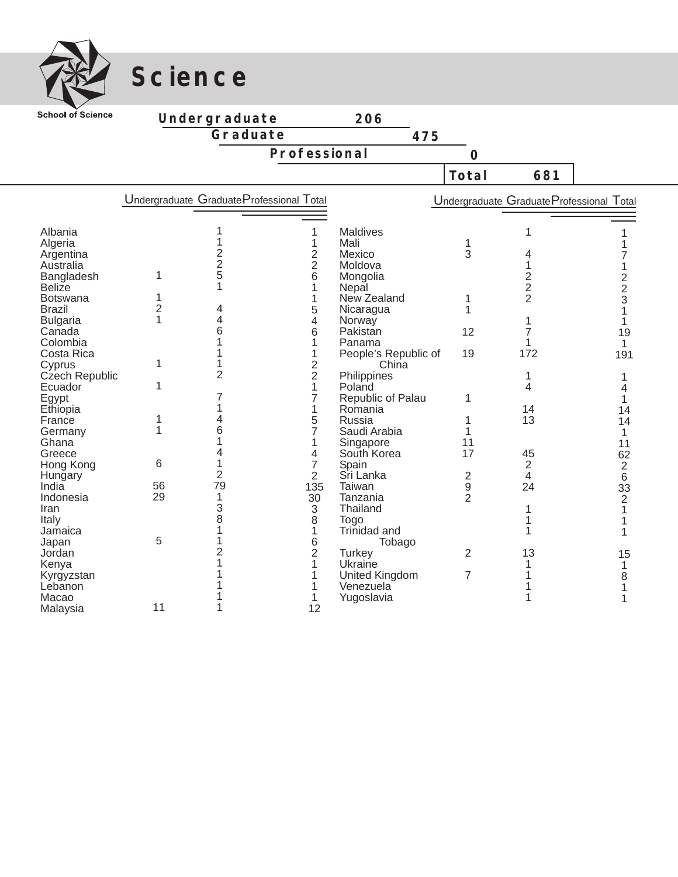# Science

School of Science

| | |
|---|---|
| Undergraduate | 206 |
| Graduate | 475 |
| Professional | 0 |
| **Total** | **681** |

| Country | Undergraduate | Graduate | Professional | Total |
|---|---|---|---|---|
| Albania | | 1 | | 1 |
| Algeria | | 1 | | 1 |
| Argentina | | 2 | | 2 |
| Australia | | 2 | | 2 |
| Bangladesh | 1 | 5 | | 6 |
| Belize | | 1 | | 1 |
| Botswana | 1 | | | 1 |
| Brazil | 2 | 4 | | 5 |
| Bulgaria | 1 | 4 | | 4 |
| Canada | | 6 | | 6 |
| Colombia | | 1 | | 1 |
| Costa Rica | | 1 | | 1 |
| Cyprus | 1 | 1 | | 2 |
| Czech Republic | | 2 | | 2 |
| Ecuador | 1 | | | 1 |
| Egypt | | 7 | | 7 |
| Ethiopia | | 1 | | 1 |
| France | 1 | 4 | | 5 |
| Germany | 1 | 6 | | 7 |
| Ghana | | 1 | | 1 |
| Greece | | 4 | | 4 |
| Hong Kong | 6 | 1 | | 7 |
| Hungary | | 2 | | 2 |
| India | 56 | 79 | | 135 |
| Indonesia | 29 | 1 | | 30 |
| Iran | | 3 | | 3 |
| Italy | | 8 | | 8 |
| Jamaica | | 1 | | 1 |
| Japan | 5 | 1 | | 6 |
| Jordan | | 2 | | 2 |
| Kenya | | 1 | | 1 |
| Kyrgyzstan | | 1 | | 1 |
| Lebanon | | 1 | | 1 |
| Macao | | 1 | | 1 |
| Malaysia | 11 | 1 | | 12 |
| Maldives | | 1 | | 1 |
| Mali | 1 | | | 1 |
| Mexico | 3 | 4 | | 7 |
| Moldova | | 1 | | 1 |
| Mongolia | | 2 | | 2 |
| Nepal | | 2 | | 2 |
| New Zealand | 1 | 2 | | 3 |
| Nicaragua | 1 | | | 1 |
| Norway | | 1 | | 1 |
| Pakistan | 12 | 7 | | 19 |
| Panama | | 1 | | 1 |
| People's Republic of China | 19 | 172 | | 191 |
| Philippines | | 1 | | 1 |
| Poland | | 4 | | 4 |
| Republic of Palau | 1 | | | 1 |
| Romania | | 14 | | 14 |
| Russia | 1 | 13 | | 14 |
| Saudi Arabia | 1 | | | 1 |
| Singapore | 11 | | | 11 |
| South Korea | 17 | 45 | | 62 |
| Spain | | 2 | | 2 |
| Sri Lanka | 2 | 4 | | 6 |
| Taiwan | 9 | 24 | | 33 |
| Tanzania | 2 | | | 2 |
| Thailand | | 1 | | 1 |
| Togo | | 1 | | 1 |
| Trinidad and Tobago | | 1 | | 1 |
| Turkey | 2 | 13 | | 15 |
| Ukraine | | 1 | | 1 |
| United Kingdom | 7 | 1 | | 8 |
| Venezuela | | 1 | | 1 |
| Yugoslavia | | 1 | | 1 |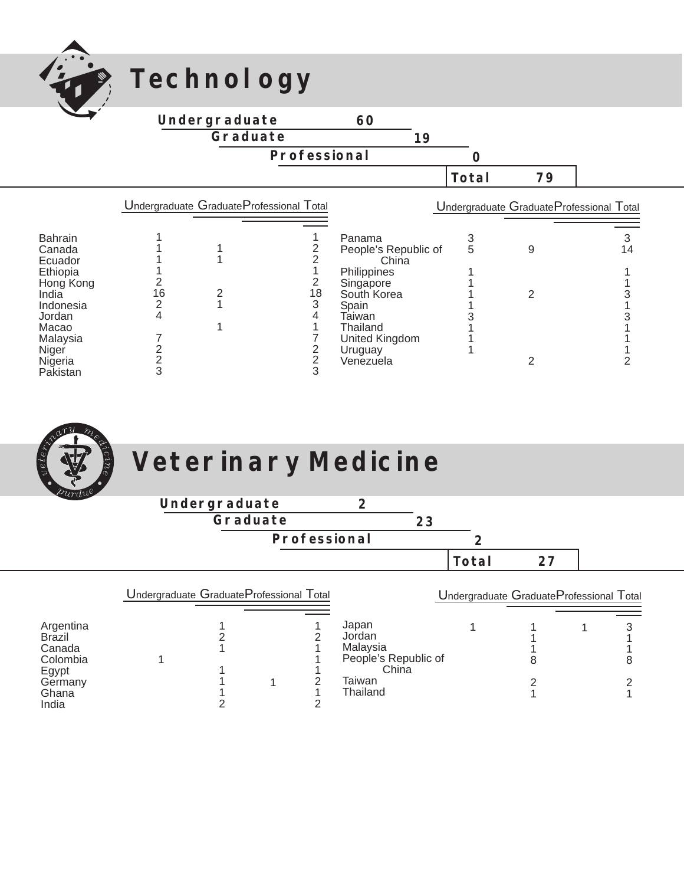# Technology

| | |
|---|---|
| Undergraduate | 60 |
| Graduate | 19 |
| Professional | 0 |
| Total | 79 |

| | Undergraduate | Graduate | Professional | Total |
|---|---|---|---|---|
| Bahrain | 1 | | | 1 |
| Canada | 1 | 1 | | 2 |
| Ecuador | 1 | 1 | | 2 |
| Ethiopia | 1 | | | 1 |
| Hong Kong | 2 | | | 2 |
| India | 16 | 2 | | 18 |
| Indonesia | 2 | 1 | | 3 |
| Jordan | 4 | | | 4 |
| Macao | | 1 | | 1 |
| Malaysia | 7 | | | 7 |
| Niger | 2 | | | 2 |
| Nigeria | 2 | | | 2 |
| Pakistan | 3 | | | 3 |
| Panama | 3 | | | 3 |
| People's Republic of China | 5 | 9 | | 14 |
| Philippines | 1 | | | 1 |
| Singapore | 1 | | | 1 |
| South Korea | 1 | 2 | | 3 |
| Spain | 1 | | | 1 |
| Taiwan | 3 | | | 3 |
| Thailand | 1 | | | 1 |
| United Kingdom | 1 | | | 1 |
| Uruguay | 1 | | | 1 |
| Venezuela | | 2 | | 2 |

# Veterinary Medicine

| | |
|---|---|
| Undergraduate | 2 |
| Graduate | 23 |
| Professional | 2 |
| Total | 27 |

| | Undergraduate | Graduate | Professional | Total |
|---|---|---|---|---|
| Argentina | | 1 | | 1 |
| Brazil | | 2 | | 2 |
| Canada | | 1 | | 1 |
| Colombia | 1 | | | 1 |
| Egypt | | 1 | | 1 |
| Germany | | 1 | 1 | 2 |
| Ghana | | 1 | | 1 |
| India | | 2 | | 2 |
| Japan | 1 | 1 | 1 | 3 |
| Jordan | | 1 | | 1 |
| Malaysia | | 1 | | 1 |
| People's Republic of China | | 8 | | 8 |
| Taiwan | | 2 | | 2 |
| Thailand | | 1 | | 1 |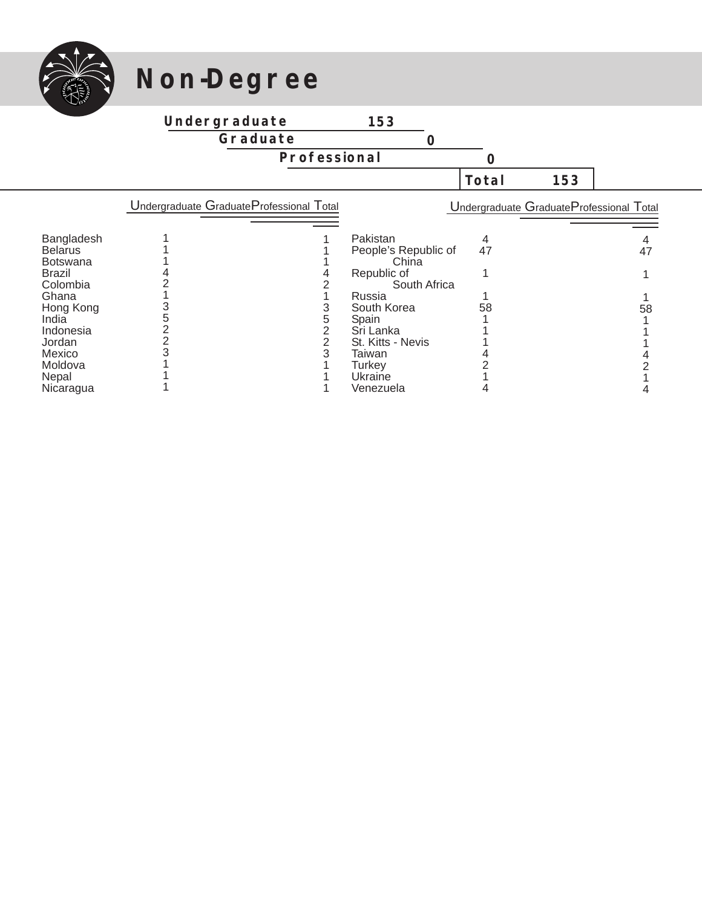# Non-Degree

| | |
|---|---|
| Undergraduate | 153 |
| Graduate | 0 |
| Professional | 0 |
| **Total** | **153** |

| | Undergraduate | Graduate | Professional | Total |
|---|---|---|---|---|
| Bangladesh | 1 | | | 1 |
| Belarus | 1 | | | 1 |
| Botswana | 1 | | | 1 |
| Brazil | 4 | | | 4 |
| Colombia | 2 | | | 2 |
| Ghana | 1 | | | 1 |
| Hong Kong | 3 | | | 3 |
| India | 5 | | | 5 |
| Indonesia | 2 | | | 2 |
| Jordan | 2 | | | 2 |
| Mexico | 3 | | | 3 |
| Moldova | 1 | | | 1 |
| Nepal | 1 | | | 1 |
| Nicaragua | 1 | | | 1 |
| Pakistan | 4 | | | 4 |
| People's Republic of China | 47 | | | 47 |
| Republic of South Africa | 1 | | | 1 |
| Russia | 1 | | | 1 |
| South Korea | 58 | | | 58 |
| Spain | 1 | | | 1 |
| Sri Lanka | 1 | | | 1 |
| St. Kitts - Nevis | 1 | | | 1 |
| Taiwan | 4 | | | 4 |
| Turkey | 2 | | | 2 |
| Ukraine | 1 | | | 1 |
| Venezuela | 4 | | | 4 |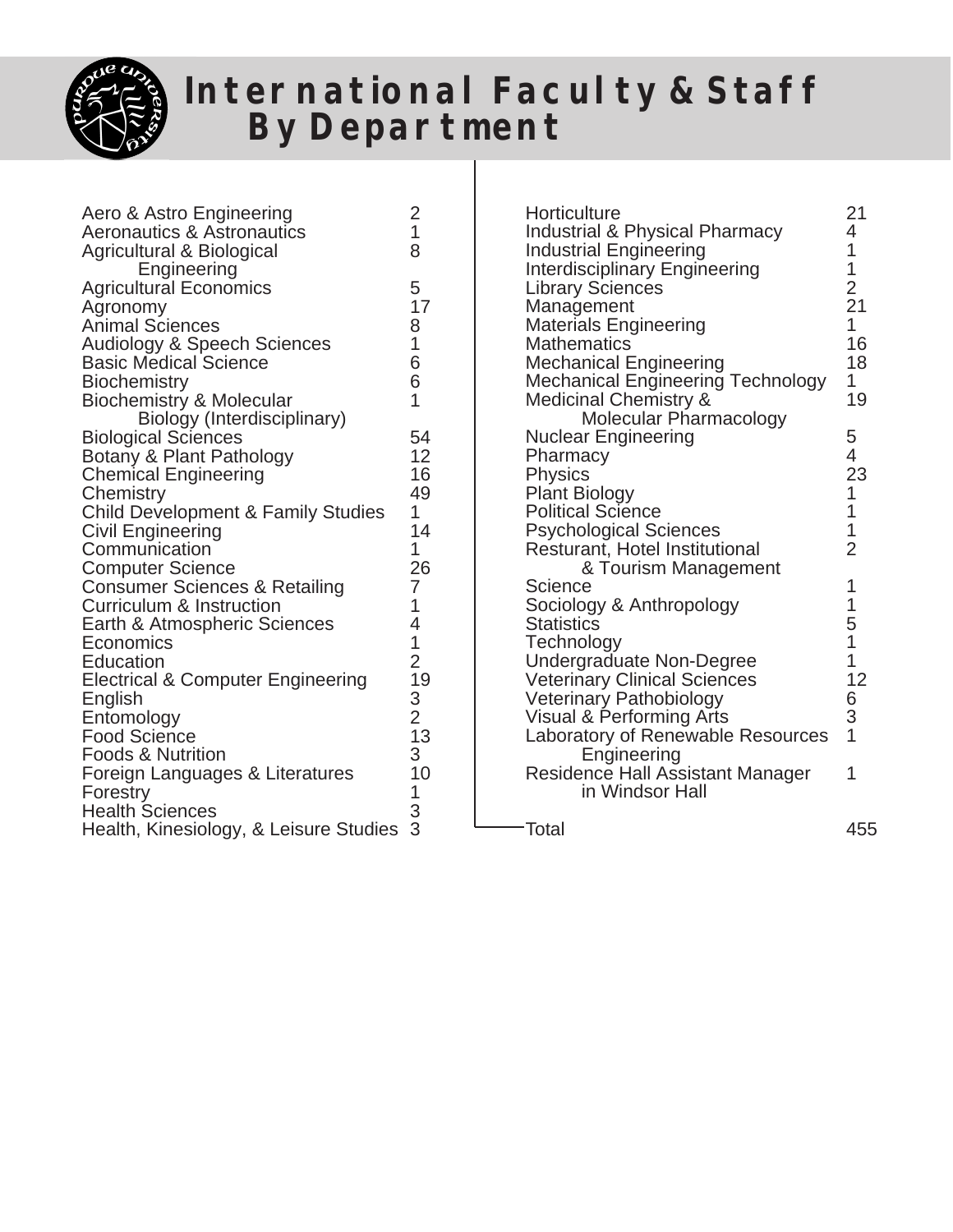# International Faculty & Staff By Department

| Department | Count |
|---|---|
| Aero & Astro Engineering | 2 |
| Aeronautics & Astronautics | 1 |
| Agricultural & Biological Engineering | 8 |
| Agricultural Economics | 5 |
| Agronomy | 17 |
| Animal Sciences | 8 |
| Audiology & Speech Sciences | 1 |
| Basic Medical Science | 6 |
| Biochemistry | 6 |
| Biochemistry & Molecular Biology (Interdisciplinary) | 1 |
| Biological Sciences | 54 |
| Botany & Plant Pathology | 12 |
| Chemical Engineering | 16 |
| Chemistry | 49 |
| Child Development & Family Studies | 1 |
| Civil Engineering | 14 |
| Communication | 1 |
| Computer Science | 26 |
| Consumer Sciences & Retailing | 7 |
| Curriculum & Instruction | 1 |
| Earth & Atmospheric Sciences | 4 |
| Economics | 1 |
| Education | 2 |
| Electrical & Computer Engineering | 19 |
| English | 3 |
| Entomology | 2 |
| Food Science | 13 |
| Foods & Nutrition | 3 |
| Foreign Languages & Literatures | 10 |
| Forestry | 1 |
| Health Sciences | 3 |
| Health, Kinesiology, & Leisure Studies | 3 |
| Horticulture | 21 |
| Industrial & Physical Pharmacy | 4 |
| Industrial Engineering | 1 |
| Interdisciplinary Engineering | 1 |
| Library Sciences | 2 |
| Management | 21 |
| Materials Engineering | 1 |
| Mathematics | 16 |
| Mechanical Engineering | 18 |
| Mechanical Engineering Technology | 1 |
| Medicinal Chemistry & Molecular Pharmacology | 19 |
| Nuclear Engineering | 5 |
| Pharmacy | 4 |
| Physics | 23 |
| Plant Biology | 1 |
| Political Science | 1 |
| Psychological Sciences | 1 |
| Resturant, Hotel Institutional & Tourism Management | 2 |
| Science | 1 |
| Sociology & Anthropology | 1 |
| Statistics | 5 |
| Technology | 1 |
| Undergraduate Non-Degree | 1 |
| Veterinary Clinical Sciences | 12 |
| Veterinary Pathobiology | 6 |
| Visual & Performing Arts | 3 |
| Laboratory of Renewable Resources Engineering | 1 |
| Residence Hall Assistant Manager in Windsor Hall | 1 |
| Total | 455 |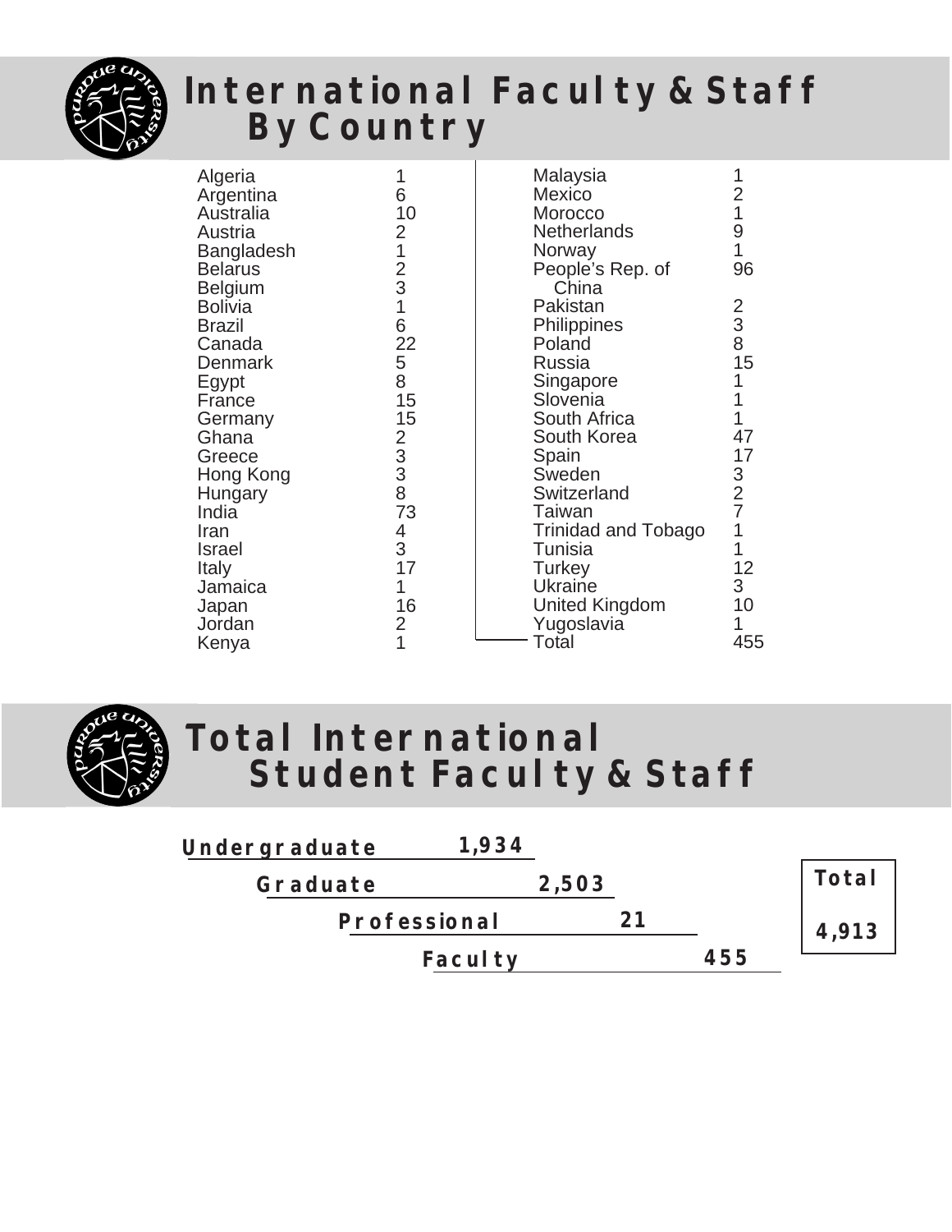# International Faculty & Staff By Country

| Country | Count |
|---|---|
| Algeria | 1 |
| Argentina | 6 |
| Australia | 10 |
| Austria | 2 |
| Bangladesh | 1 |
| Belarus | 2 |
| Belgium | 3 |
| Bolivia | 1 |
| Brazil | 6 |
| Canada | 22 |
| Denmark | 5 |
| Egypt | 8 |
| France | 15 |
| Germany | 15 |
| Ghana | 2 |
| Greece | 3 |
| Hong Kong | 3 |
| Hungary | 8 |
| India | 73 |
| Iran | 4 |
| Israel | 3 |
| Italy | 17 |
| Jamaica | 1 |
| Japan | 16 |
| Jordan | 2 |
| Kenya | 1 |
| Malaysia | 1 |
| Mexico | 2 |
| Morocco | 1 |
| Netherlands | 9 |
| Norway | 1 |
| People's Rep. of China | 96 |
| Pakistan | 2 |
| Philippines | 3 |
| Poland | 8 |
| Russia | 15 |
| Singapore | 1 |
| Slovenia | 1 |
| South Africa | 1 |
| South Korea | 47 |
| Spain | 17 |
| Sweden | 3 |
| Switzerland | 2 |
| Taiwan | 7 |
| Trinidad and Tobago | 1 |
| Tunisia | 1 |
| Turkey | 12 |
| Ukraine | 3 |
| United Kingdom | 10 |
| Yugoslavia | 1 |
| Total | 455 |

# Total International Student Faculty & Staff

| Category | Count |
|---|---|
| Undergraduate | 1,934 |
| Graduate | 2,503 |
| Professional | 21 |
| Faculty | 455 |
| **Total** | **4,913** |